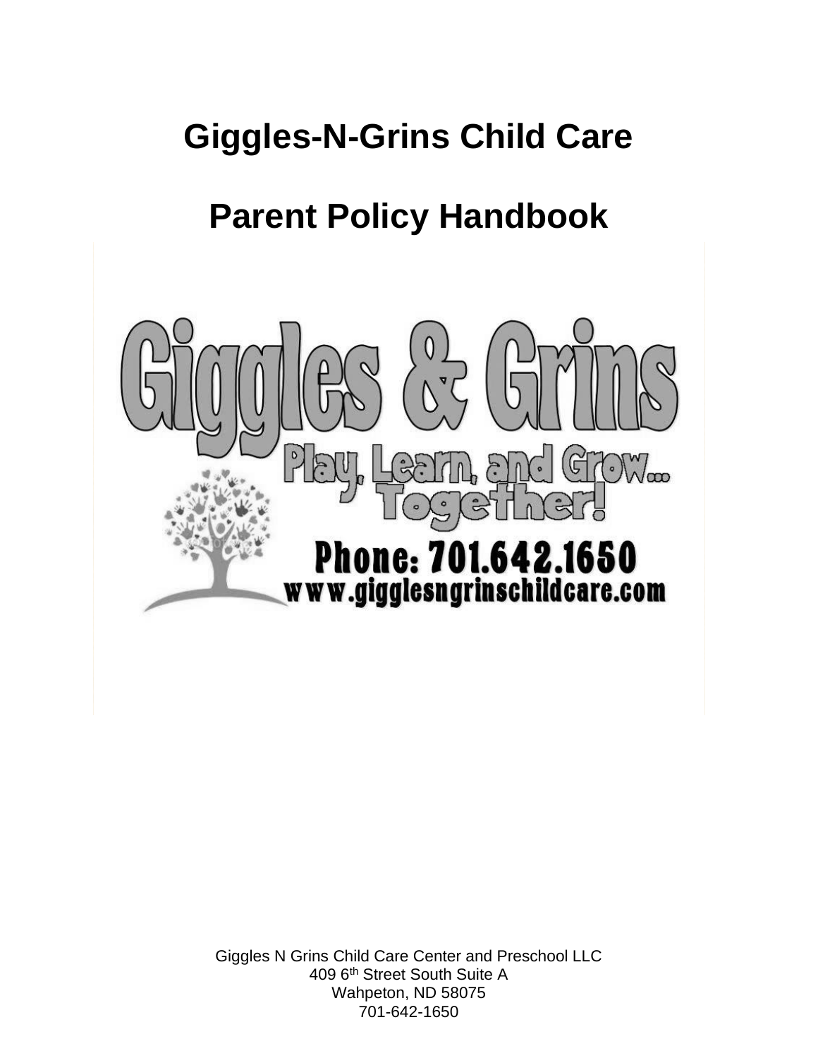# Giggles-N-Grins Child Care

# Parent Policy Handbook

Giggles & Grins

Play, Learn, and Grow... Together!

Phone: 701.642.1650
www.gigglesngrinschildcare.com

Giggles N Grins Child Care Center and Preschool LLC
409 6th Street South Suite A
Wahpeton, ND 58075
701-642-1650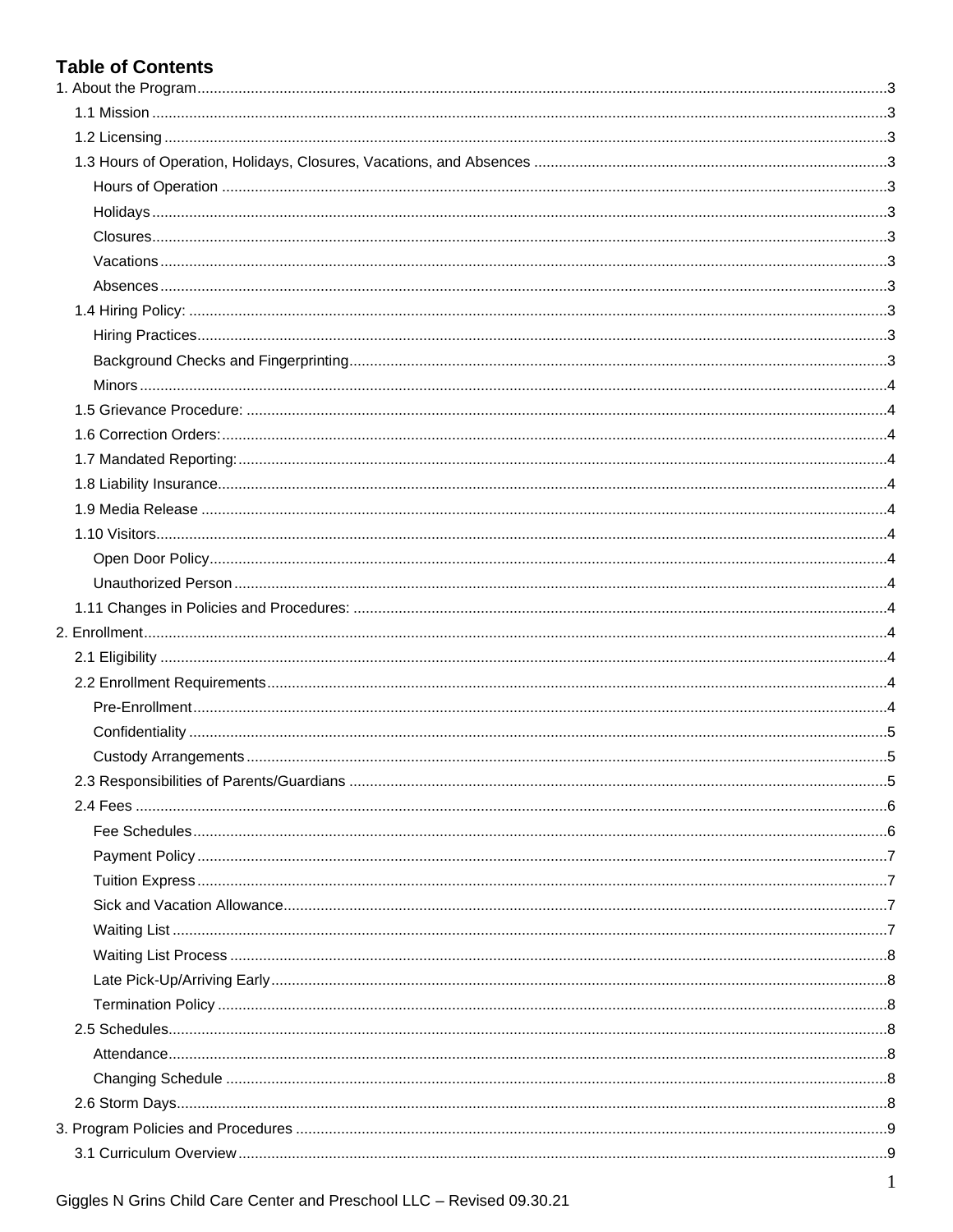# Table of Contents

1. About the Program ... 3
   - 1.1 Mission ... 3
   - 1.2 Licensing ... 3
   - 1.3 Hours of Operation, Holidays, Closures, Vacations, and Absences ... 3
     - Hours of Operation ... 3
     - Holidays ... 3
     - Closures ... 3
     - Vacations ... 3
     - Absences ... 3
   - 1.4 Hiring Policy: ... 3
     - Hiring Practices ... 3
     - Background Checks and Fingerprinting ... 3
     - Minors ... 4
   - 1.5 Grievance Procedure: ... 4
   - 1.6 Correction Orders: ... 4
   - 1.7 Mandated Reporting: ... 4
   - 1.8 Liability Insurance ... 4
   - 1.9 Media Release ... 4
   - 1.10 Visitors ... 4
     - Open Door Policy ... 4
     - Unauthorized Person ... 4
   - 1.11 Changes in Policies and Procedures: ... 4
2. Enrollment ... 4
   - 2.1 Eligibility ... 4
   - 2.2 Enrollment Requirements ... 4
     - Pre-Enrollment ... 4
     - Confidentiality ... 5
     - Custody Arrangements ... 5
   - 2.3 Responsibilities of Parents/Guardians ... 5
   - 2.4 Fees ... 6
     - Fee Schedules ... 6
     - Payment Policy ... 7
     - Tuition Express ... 7
     - Sick and Vacation Allowance ... 7
     - Waiting List ... 7
     - Waiting List Process ... 8
     - Late Pick-Up/Arriving Early ... 8
     - Termination Policy ... 8
   - 2.5 Schedules ... 8
     - Attendance ... 8
     - Changing Schedule ... 8
   - 2.6 Storm Days ... 8
3. Program Policies and Procedures ... 9
   - 3.1 Curriculum Overview ... 9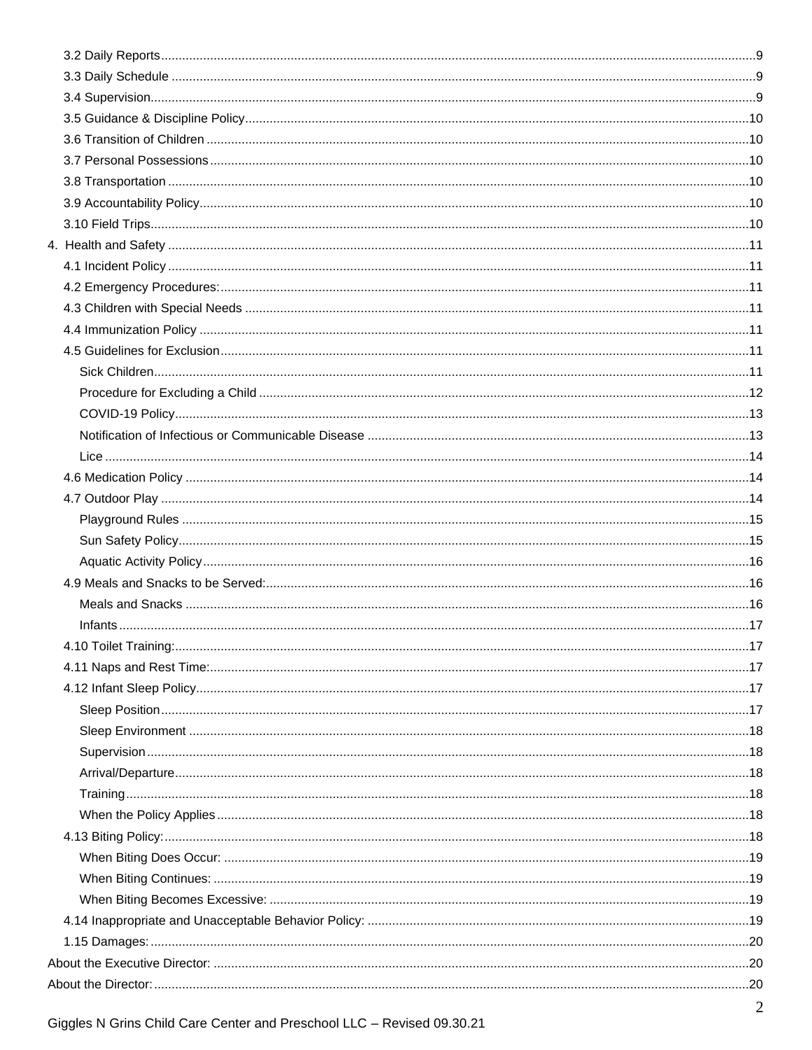3.2 Daily Reports.....9
3.3 Daily Schedule.....9
3.4 Supervision.....9
3.5 Guidance & Discipline Policy.....10
3.6 Transition of Children.....10
3.7 Personal Possessions.....10
3.8 Transportation.....10
3.9 Accountability Policy.....10
3.10 Field Trips.....10
4. Health and Safety.....11
4.1 Incident Policy.....11
4.2 Emergency Procedures:.....11
4.3 Children with Special Needs.....11
4.4 Immunization Policy.....11
4.5 Guidelines for Exclusion.....11
Sick Children.....11
Procedure for Excluding a Child.....12
COVID-19 Policy.....13
Notification of Infectious or Communicable Disease.....13
Lice.....14
4.6 Medication Policy.....14
4.7 Outdoor Play.....14
Playground Rules.....15
Sun Safety Policy.....15
Aquatic Activity Policy.....16
4.9 Meals and Snacks to be Served:.....16
Meals and Snacks.....16
Infants.....17
4.10 Toilet Training:.....17
4.11 Naps and Rest Time:.....17
4.12 Infant Sleep Policy.....17
Sleep Position.....17
Sleep Environment.....18
Supervision.....18
Arrival/Departure.....18
Training.....18
When the Policy Applies.....18
4.13 Biting Policy:.....18
When Biting Does Occur:.....19
When Biting Continues:.....19
When Biting Becomes Excessive:.....19
4.14 Inappropriate and Unacceptable Behavior Policy:.....19
1.15 Damages:.....20
About the Executive Director:.....20
About the Director:.....20

Giggles N Grins Child Care Center and Preschool LLC – Revised 09.30.21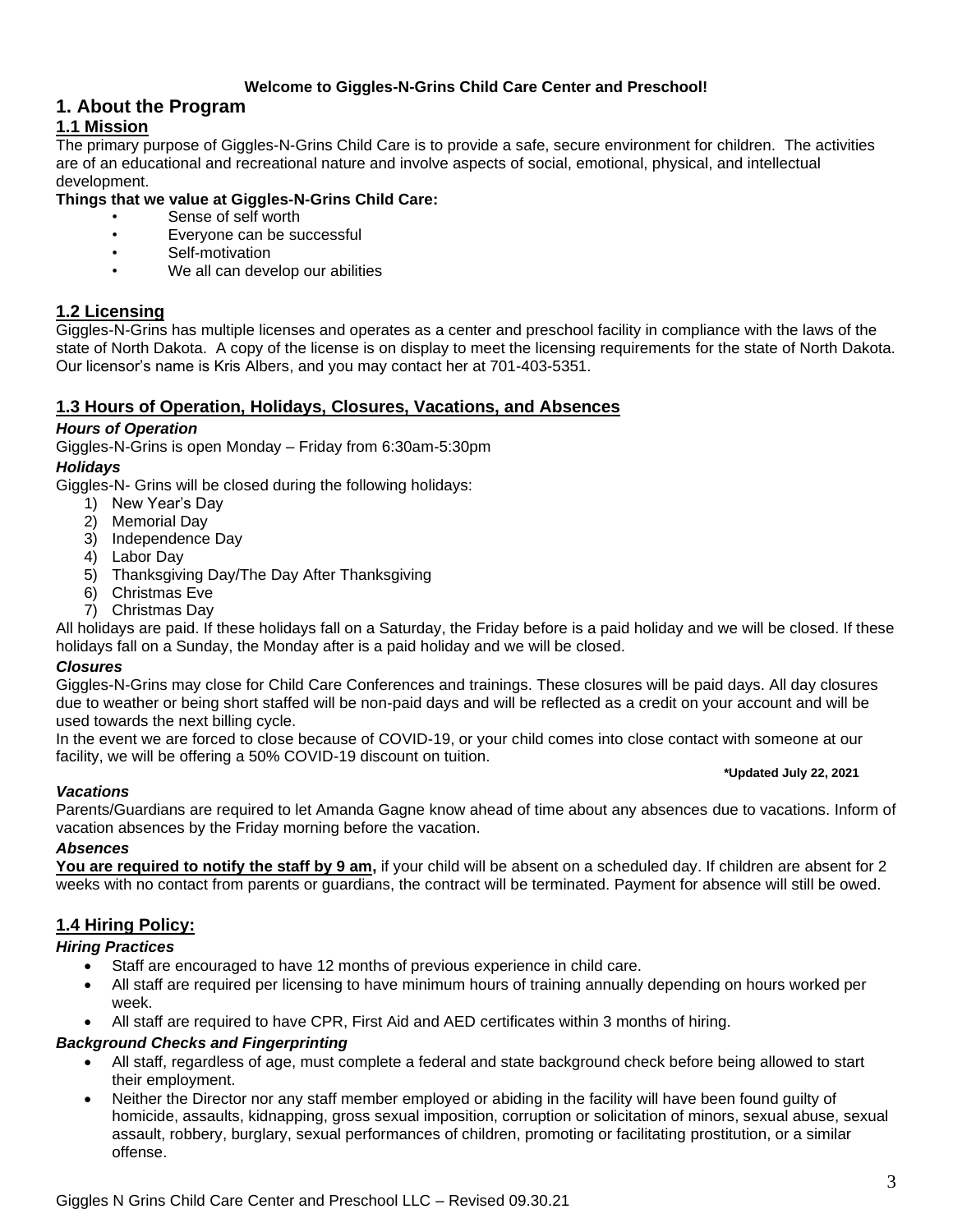**Welcome to Giggles-N-Grins Child Care Center and Preschool!**

# 1. About the Program

## 1.1 Mission

The primary purpose of Giggles-N-Grins Child Care is to provide a safe, secure environment for children. The activities are of an educational and recreational nature and involve aspects of social, emotional, physical, and intellectual development.

**Things that we value at Giggles-N-Grins Child Care:**

- Sense of self worth
- Everyone can be successful
- Self-motivation
- We all can develop our abilities

## 1.2 Licensing

Giggles-N-Grins has multiple licenses and operates as a center and preschool facility in compliance with the laws of the state of North Dakota. A copy of the license is on display to meet the licensing requirements for the state of North Dakota. Our licensor's name is Kris Albers, and you may contact her at 701-403-5351.

## 1.3 Hours of Operation, Holidays, Closures, Vacations, and Absences

### *Hours of Operation*

Giggles-N-Grins is open Monday – Friday from 6:30am-5:30pm

### *Holidays*

Giggles-N- Grins will be closed during the following holidays:

1) New Year's Day
2) Memorial Day
3) Independence Day
4) Labor Day
5) Thanksgiving Day/The Day After Thanksgiving
6) Christmas Eve
7) Christmas Day

All holidays are paid. If these holidays fall on a Saturday, the Friday before is a paid holiday and we will be closed. If these holidays fall on a Sunday, the Monday after is a paid holiday and we will be closed.

### *Closures*

Giggles-N-Grins may close for Child Care Conferences and trainings. These closures will be paid days. All day closures due to weather or being short staffed will be non-paid days and will be reflected as a credit on your account and will be used towards the next billing cycle.

In the event we are forced to close because of COVID-19, or your child comes into close contact with someone at our facility, we will be offering a 50% COVID-19 discount on tuition.

**\*Updated July 22, 2021**

### *Vacations*

Parents/Guardians are required to let Amanda Gagne know ahead of time about any absences due to vacations. Inform of vacation absences by the Friday morning before the vacation.

### *Absences*

**You are required to notify the staff by 9 am,** if your child will be absent on a scheduled day. If children are absent for 2 weeks with no contact from parents or guardians, the contract will be terminated. Payment for absence will still be owed.

## 1.4 Hiring Policy:

### *Hiring Practices*

- Staff are encouraged to have 12 months of previous experience in child care.
- All staff are required per licensing to have minimum hours of training annually depending on hours worked per week.
- All staff are required to have CPR, First Aid and AED certificates within 3 months of hiring.

### *Background Checks and Fingerprinting*

- All staff, regardless of age, must complete a federal and state background check before being allowed to start their employment.
- Neither the Director nor any staff member employed or abiding in the facility will have been found guilty of homicide, assaults, kidnapping, gross sexual imposition, corruption or solicitation of minors, sexual abuse, sexual assault, robbery, burglary, sexual performances of children, promoting or facilitating prostitution, or a similar offense.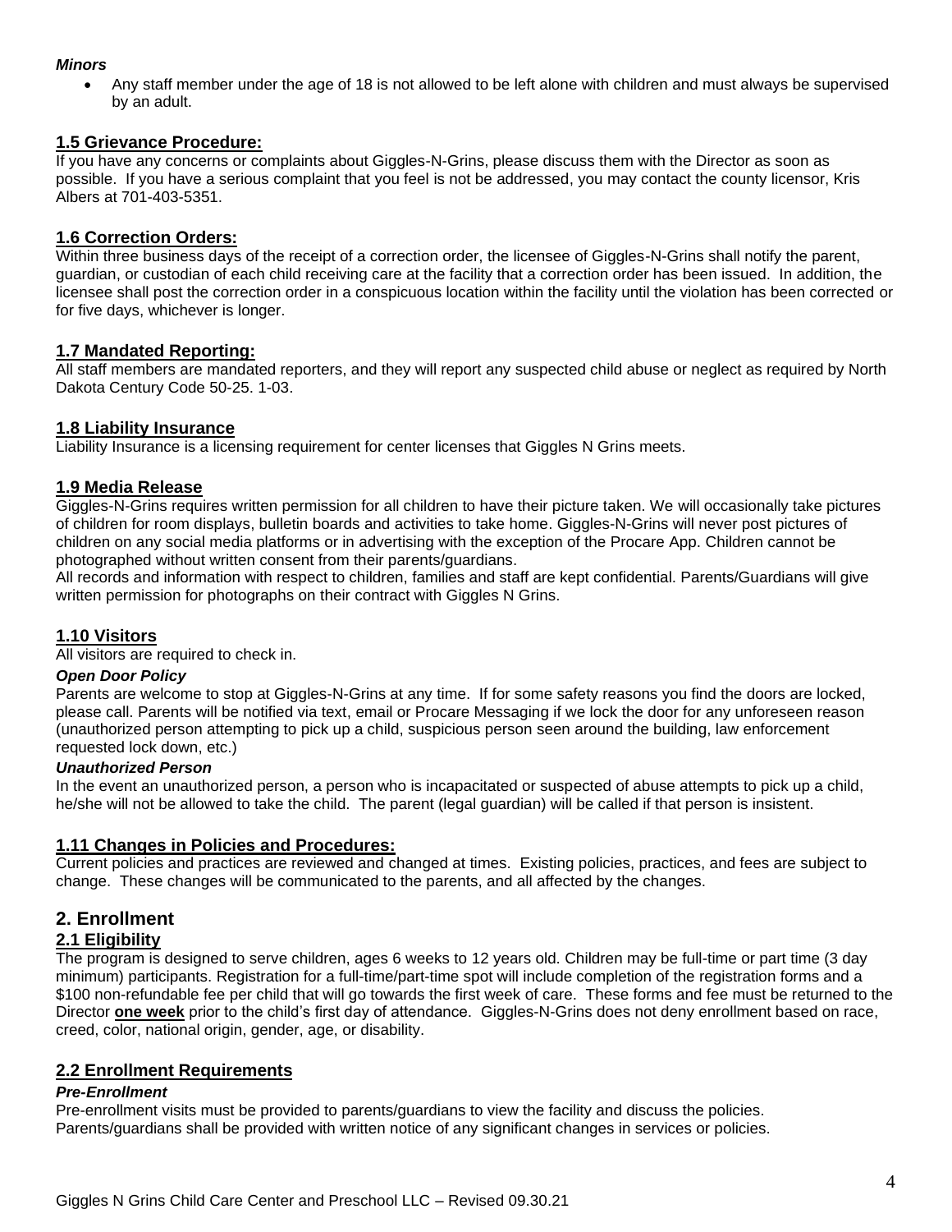***Minors***

- Any staff member under the age of 18 is not allowed to be left alone with children and must always be supervised by an adult.

### 1.5 Grievance Procedure:

If you have any concerns or complaints about Giggles-N-Grins, please discuss them with the Director as soon as possible. If you have a serious complaint that you feel is not be addressed, you may contact the county licensor, Kris Albers at 701-403-5351.

### 1.6 Correction Orders:

Within three business days of the receipt of a correction order, the licensee of Giggles-N-Grins shall notify the parent, guardian, or custodian of each child receiving care at the facility that a correction order has been issued. In addition, the licensee shall post the correction order in a conspicuous location within the facility until the violation has been corrected or for five days, whichever is longer.

### 1.7 Mandated Reporting:

All staff members are mandated reporters, and they will report any suspected child abuse or neglect as required by North Dakota Century Code 50-25. 1-03.

### 1.8 Liability Insurance

Liability Insurance is a licensing requirement for center licenses that Giggles N Grins meets.

### 1.9 Media Release

Giggles-N-Grins requires written permission for all children to have their picture taken. We will occasionally take pictures of children for room displays, bulletin boards and activities to take home. Giggles-N-Grins will never post pictures of children on any social media platforms or in advertising with the exception of the Procare App. Children cannot be photographed without written consent from their parents/guardians.

All records and information with respect to children, families and staff are kept confidential. Parents/Guardians will give written permission for photographs on their contract with Giggles N Grins.

### 1.10 Visitors

All visitors are required to check in.

***Open Door Policy***

Parents are welcome to stop at Giggles-N-Grins at any time. If for some safety reasons you find the doors are locked, please call. Parents will be notified via text, email or Procare Messaging if we lock the door for any unforeseen reason (unauthorized person attempting to pick up a child, suspicious person seen around the building, law enforcement requested lock down, etc.)

***Unauthorized Person***

In the event an unauthorized person, a person who is incapacitated or suspected of abuse attempts to pick up a child, he/she will not be allowed to take the child. The parent (legal guardian) will be called if that person is insistent.

### 1.11 Changes in Policies and Procedures:

Current policies and practices are reviewed and changed at times. Existing policies, practices, and fees are subject to change. These changes will be communicated to the parents, and all affected by the changes.

## 2. Enrollment

### 2.1 Eligibility

The program is designed to serve children, ages 6 weeks to 12 years old. Children may be full-time or part time (3 day minimum) participants. Registration for a full-time/part-time spot will include completion of the registration forms and a $100 non-refundable fee per child that will go towards the first week of care. These forms and fee must be returned to the Director **one week** prior to the child's first day of attendance. Giggles-N-Grins does not deny enrollment based on race, creed, color, national origin, gender, age, or disability.

### 2.2 Enrollment Requirements

***Pre-Enrollment***

Pre-enrollment visits must be provided to parents/guardians to view the facility and discuss the policies.
Parents/guardians shall be provided with written notice of any significant changes in services or policies.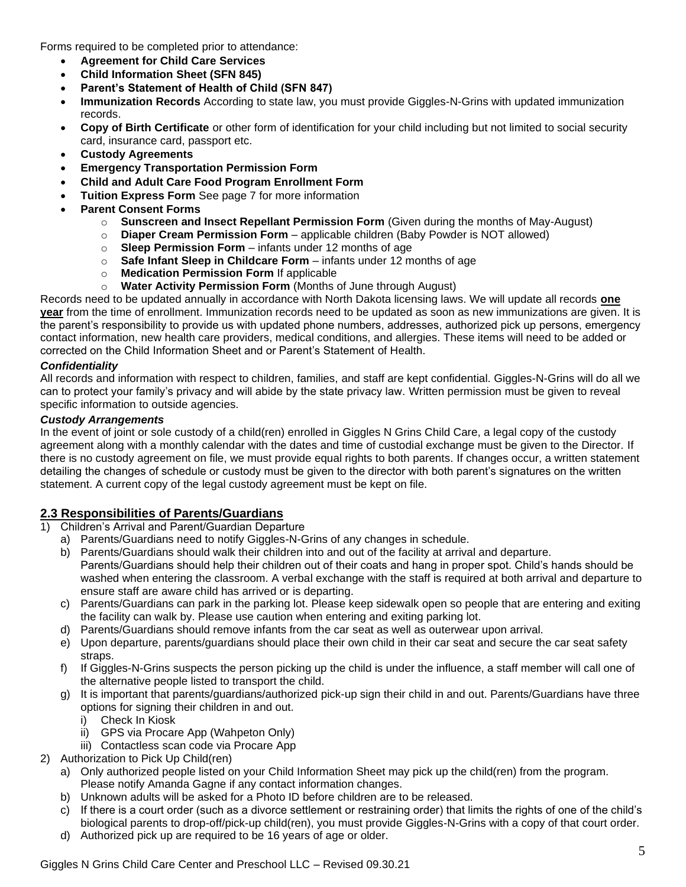Forms required to be completed prior to attendance:

- **Agreement for Child Care Services**
- **Child Information Sheet (SFN 845)**
- **Parent's Statement of Health of Child (SFN 847)**
- **Immunization Records** According to state law, you must provide Giggles-N-Grins with updated immunization records.
- **Copy of Birth Certificate** or other form of identification for your child including but not limited to social security card, insurance card, passport etc.
- **Custody Agreements**
- **Emergency Transportation Permission Form**
- **Child and Adult Care Food Program Enrollment Form**
- **Tuition Express Form** See page 7 for more information
- **Parent Consent Forms**
  - **Sunscreen and Insect Repellant Permission Form** (Given during the months of May-August)
  - **Diaper Cream Permission Form** – applicable children (Baby Powder is NOT allowed)
  - **Sleep Permission Form** – infants under 12 months of age
  - **Safe Infant Sleep in Childcare Form** – infants under 12 months of age
  - **Medication Permission Form** If applicable
  - **Water Activity Permission Form** (Months of June through August)

Records need to be updated annually in accordance with North Dakota licensing laws. We will update all records **one year** from the time of enrollment. Immunization records need to be updated as soon as new immunizations are given. It is the parent's responsibility to provide us with updated phone numbers, addresses, authorized pick up persons, emergency contact information, new health care providers, medical conditions, and allergies. These items will need to be added or corrected on the Child Information Sheet and or Parent's Statement of Health.

***Confidentiality***

All records and information with respect to children, families, and staff are kept confidential. Giggles-N-Grins will do all we can to protect your family's privacy and will abide by the state privacy law. Written permission must be given to reveal specific information to outside agencies.

***Custody Arrangements***

In the event of joint or sole custody of a child(ren) enrolled in Giggles N Grins Child Care, a legal copy of the custody agreement along with a monthly calendar with the dates and time of custodial exchange must be given to the Director. If there is no custody agreement on file, we must provide equal rights to both parents. If changes occur, a written statement detailing the changes of schedule or custody must be given to the director with both parent's signatures on the written statement. A current copy of the legal custody agreement must be kept on file.

## 2.3 Responsibilities of Parents/Guardians

1) Children's Arrival and Parent/Guardian Departure
   a) Parents/Guardians need to notify Giggles-N-Grins of any changes in schedule.
   b) Parents/Guardians should walk their children into and out of the facility at arrival and departure. Parents/Guardians should help their children out of their coats and hang in proper spot. Child's hands should be washed when entering the classroom. A verbal exchange with the staff is required at both arrival and departure to ensure staff are aware child has arrived or is departing.
   c) Parents/Guardians can park in the parking lot. Please keep sidewalk open so people that are entering and exiting the facility can walk by. Please use caution when entering and exiting parking lot.
   d) Parents/Guardians should remove infants from the car seat as well as outerwear upon arrival.
   e) Upon departure, parents/guardians should place their own child in their car seat and secure the car seat safety straps.
   f) If Giggles-N-Grins suspects the person picking up the child is under the influence, a staff member will call one of the alternative people listed to transport the child.
   g) It is important that parents/guardians/authorized pick-up sign their child in and out. Parents/Guardians have three options for signing their children in and out.
      i) Check In Kiosk
      ii) GPS via Procare App (Wahpeton Only)
      iii) Contactless scan code via Procare App
2) Authorization to Pick Up Child(ren)
   a) Only authorized people listed on your Child Information Sheet may pick up the child(ren) from the program. Please notify Amanda Gagne if any contact information changes.
   b) Unknown adults will be asked for a Photo ID before children are to be released.
   c) If there is a court order (such as a divorce settlement or restraining order) that limits the rights of one of the child's biological parents to drop-off/pick-up child(ren), you must provide Giggles-N-Grins with a copy of that court order.
   d) Authorized pick up are required to be 16 years of age or older.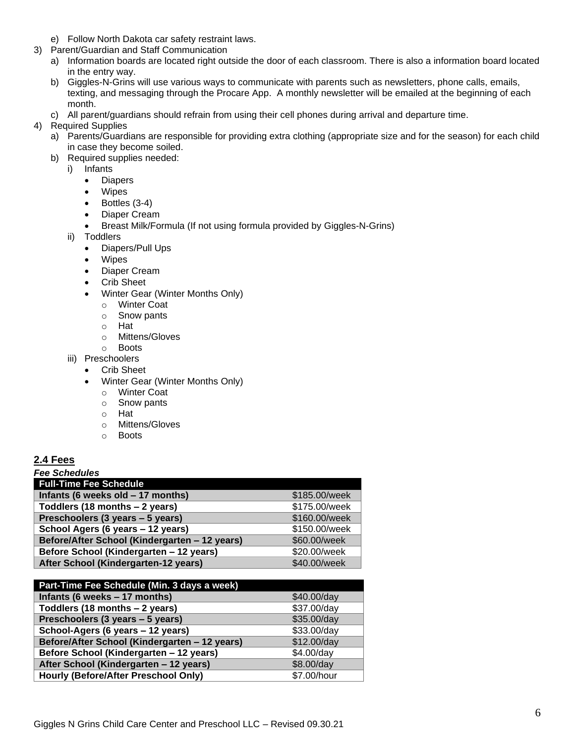e) Follow North Dakota car safety restraint laws.

3) Parent/Guardian and Staff Communication
   a) Information boards are located right outside the door of each classroom. There is also a information board located in the entry way.
   b) Giggles-N-Grins will use various ways to communicate with parents such as newsletters, phone calls, emails, texting, and messaging through the Procare App. A monthly newsletter will be emailed at the beginning of each month.
   c) All parent/guardians should refrain from using their cell phones during arrival and departure time.

4) Required Supplies
   a) Parents/Guardians are responsible for providing extra clothing (appropriate size and for the season) for each child in case they become soiled.
   b) Required supplies needed:
      i) Infants
         - Diapers
         - Wipes
         - Bottles (3-4)
         - Diaper Cream
         - Breast Milk/Formula (If not using formula provided by Giggles-N-Grins)
      ii) Toddlers
         - Diapers/Pull Ups
         - Wipes
         - Diaper Cream
         - Crib Sheet
         - Winter Gear (Winter Months Only)
           - Winter Coat
           - Snow pants
           - Hat
           - Mittens/Gloves
           - Boots
      iii) Preschoolers
         - Crib Sheet
         - Winter Gear (Winter Months Only)
           - Winter Coat
           - Snow pants
           - Hat
           - Mittens/Gloves
           - Boots

## 2.4 Fees

***Fee Schedules***

| Full-Time Fee Schedule | |
|---|---|
| **Infants (6 weeks old – 17 months)** | $185.00/week |
| **Toddlers (18 months – 2 years)** | $175.00/week |
| **Preschoolers (3 years – 5 years)** | $160.00/week |
| **School Agers (6 years – 12 years)** | $150.00/week |
| **Before/After School (Kindergarten – 12 years)** | $60.00/week |
| **Before School (Kindergarten – 12 years)** | $20.00/week |
| **After School (Kindergarten-12 years)** | $40.00/week |

| Part-Time Fee Schedule (Min. 3 days a week) | |
|---|---|
| **Infants (6 weeks – 17 months)** | $40.00/day |
| **Toddlers (18 months – 2 years)** | $37.00/day |
| **Preschoolers (3 years – 5 years)** | $35.00/day |
| **School-Agers (6 years – 12 years)** | $33.00/day |
| **Before/After School (Kindergarten – 12 years)** | $12.00/day |
| **Before School (Kindergarten – 12 years)** | $4.00/day |
| **After School (Kindergarten – 12 years)** | $8.00/day |
| **Hourly (Before/After Preschool Only)** | $7.00/hour |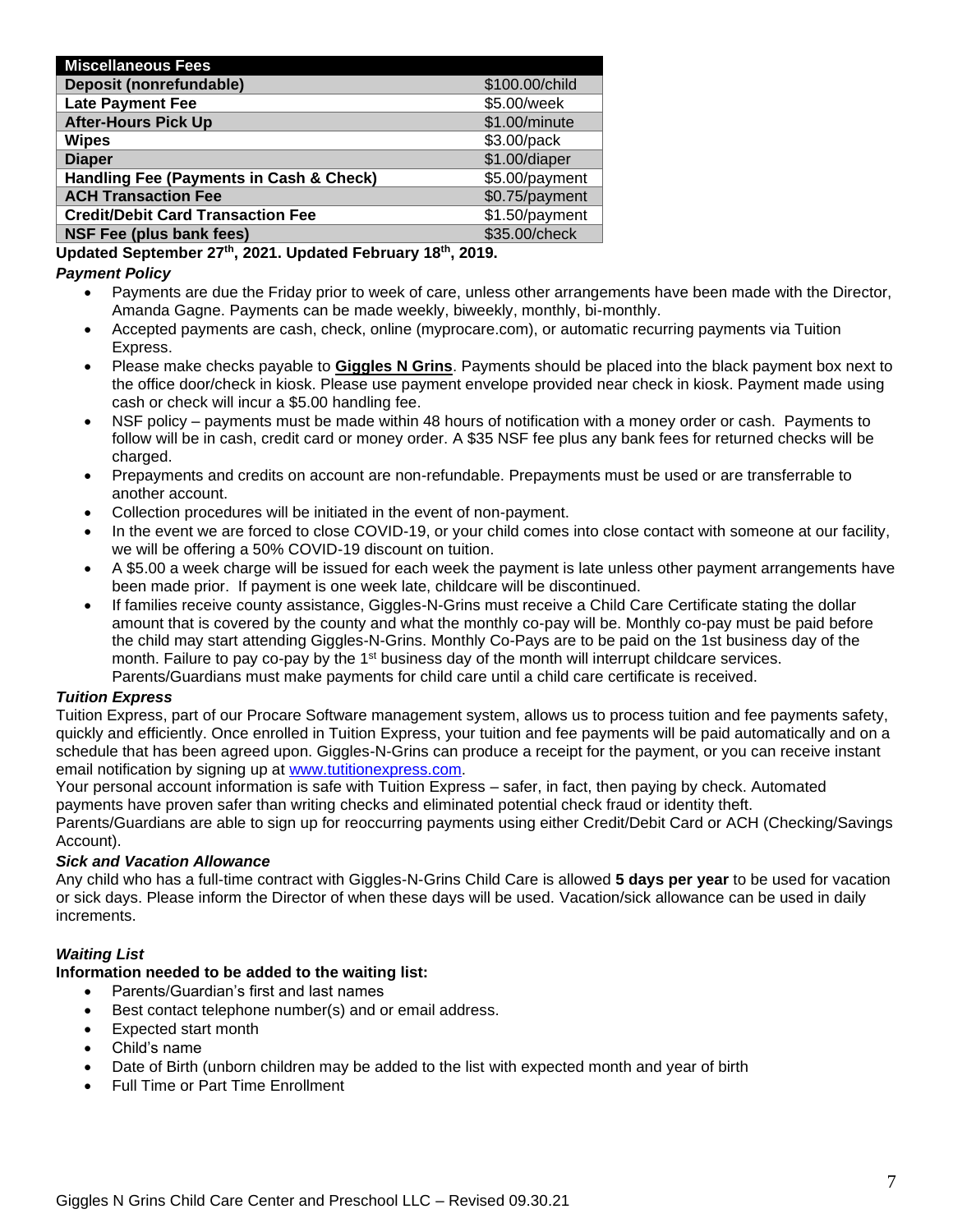| Miscellaneous Fees | |
|---|---|
| **Deposit (nonrefundable)** | $100.00/child |
| **Late Payment Fee** | $5.00/week |
| **After-Hours Pick Up** | $1.00/minute |
| **Wipes** | $3.00/pack |
| **Diaper** | $1.00/diaper |
| **Handling Fee (Payments in Cash & Check)** | $5.00/payment |
| **ACH Transaction Fee** | $0.75/payment |
| **Credit/Debit Card Transaction Fee** | $1.50/payment |
| **NSF Fee (plus bank fees)** | $35.00/check |

**Updated September 27th, 2021. Updated February 18th, 2019.**

***Payment Policy***

- Payments are due the Friday prior to week of care, unless other arrangements have been made with the Director, Amanda Gagne. Payments can be made weekly, biweekly, monthly, bi-monthly.
- Accepted payments are cash, check, online (myprocare.com), or automatic recurring payments via Tuition Express.
- Please make checks payable to **Giggles N Grins**. Payments should be placed into the black payment box next to the office door/check in kiosk. Please use payment envelope provided near check in kiosk. Payment made using cash or check will incur a $5.00 handling fee.
- NSF policy – payments must be made within 48 hours of notification with a money order or cash. Payments to follow will be in cash, credit card or money order. A $35 NSF fee plus any bank fees for returned checks will be charged.
- Prepayments and credits on account are non-refundable. Prepayments must be used or are transferrable to another account.
- Collection procedures will be initiated in the event of non-payment.
- In the event we are forced to close COVID-19, or your child comes into close contact with someone at our facility, we will be offering a 50% COVID-19 discount on tuition.
- A $5.00 a week charge will be issued for each week the payment is late unless other payment arrangements have been made prior. If payment is one week late, childcare will be discontinued.
- If families receive county assistance, Giggles-N-Grins must receive a Child Care Certificate stating the dollar amount that is covered by the county and what the monthly co-pay will be. Monthly co-pay must be paid before the child may start attending Giggles-N-Grins. Monthly Co-Pays are to be paid on the 1st business day of the month. Failure to pay co-pay by the 1st business day of the month will interrupt childcare services. Parents/Guardians must make payments for child care until a child care certificate is received.

***Tuition Express***

Tuition Express, part of our Procare Software management system, allows us to process tuition and fee payments safety, quickly and efficiently. Once enrolled in Tuition Express, your tuition and fee payments will be paid automatically and on a schedule that has been agreed upon. Giggles-N-Grins can produce a receipt for the payment, or you can receive instant email notification by signing up at www.tutitionexpress.com.

Your personal account information is safe with Tuition Express – safer, in fact, then paying by check. Automated payments have proven safer than writing checks and eliminated potential check fraud or identity theft.

Parents/Guardians are able to sign up for reoccurring payments using either Credit/Debit Card or ACH (Checking/Savings Account).

***Sick and Vacation Allowance***

Any child who has a full-time contract with Giggles-N-Grins Child Care is allowed **5 days per year** to be used for vacation or sick days. Please inform the Director of when these days will be used. Vacation/sick allowance can be used in daily increments.

***Waiting List***

**Information needed to be added to the waiting list:**

- Parents/Guardian's first and last names
- Best contact telephone number(s) and or email address.
- Expected start month
- Child's name
- Date of Birth (unborn children may be added to the list with expected month and year of birth
- Full Time or Part Time Enrollment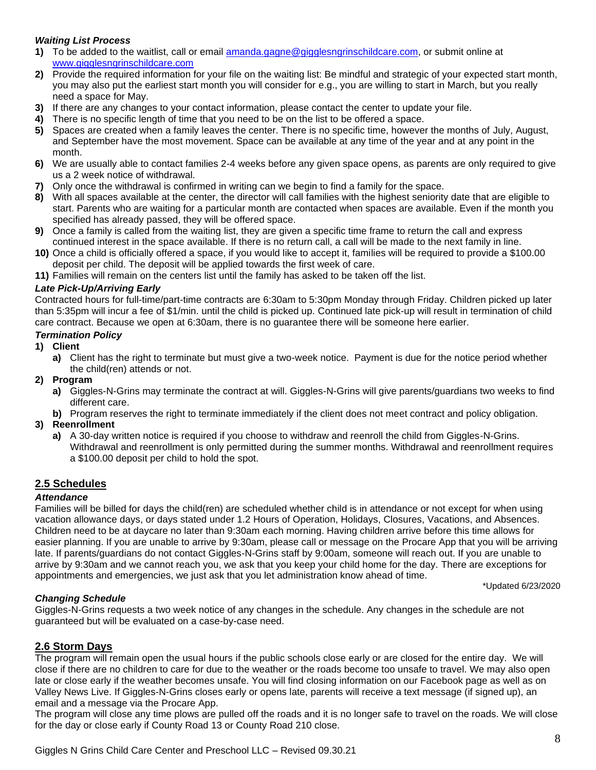### *Waiting List Process*

1) To be added to the waitlist, call or email amanda.gagne@gigglesngrinschildcare.com, or submit online at www.gigglesngrinschildcare.com
2) Provide the required information for your file on the waiting list: Be mindful and strategic of your expected start month, you may also put the earliest start month you will consider for e.g., you are willing to start in March, but you really need a space for May.
3) If there are any changes to your contact information, please contact the center to update your file.
4) There is no specific length of time that you need to be on the list to be offered a space.
5) Spaces are created when a family leaves the center. There is no specific time, however the months of July, August, and September have the most movement. Space can be available at any time of the year and at any point in the month.
6) We are usually able to contact families 2-4 weeks before any given space opens, as parents are only required to give us a 2 week notice of withdrawal.
7) Only once the withdrawal is confirmed in writing can we begin to find a family for the space.
8) With all spaces available at the center, the director will call families with the highest seniority date that are eligible to start. Parents who are waiting for a particular month are contacted when spaces are available. Even if the month you specified has already passed, they will be offered space.
9) Once a family is called from the waiting list, they are given a specific time frame to return the call and express continued interest in the space available. If there is no return call, a call will be made to the next family in line.
10) Once a child is officially offered a space, if you would like to accept it, families will be required to provide a $100.00 deposit per child. The deposit will be applied towards the first week of care.
11) Families will remain on the centers list until the family has asked to be taken off the list.

### *Late Pick-Up/Arriving Early*

Contracted hours for full-time/part-time contracts are 6:30am to 5:30pm Monday through Friday. Children picked up later than 5:35pm will incur a fee of $1/min. until the child is picked up. Continued late pick-up will result in termination of child care contract. Because we open at 6:30am, there is no guarantee there will be someone here earlier.

### *Termination Policy*

1) **Client**
   a) Client has the right to terminate but must give a two-week notice. Payment is due for the notice period whether the child(ren) attends or not.
2) **Program**
   a) Giggles-N-Grins may terminate the contract at will. Giggles-N-Grins will give parents/guardians two weeks to find different care.
   b) Program reserves the right to terminate immediately if the client does not meet contract and policy obligation.
3) **Reenrollment**
   a) A 30-day written notice is required if you choose to withdraw and reenroll the child from Giggles-N-Grins. Withdrawal and reenrollment is only permitted during the summer months. Withdrawal and reenrollment requires a $100.00 deposit per child to hold the spot.

## 2.5 Schedules

### *Attendance*

Families will be billed for days the child(ren) are scheduled whether child is in attendance or not except for when using vacation allowance days, or days stated under 1.2 Hours of Operation, Holidays, Closures, Vacations, and Absences. Children need to be at daycare no later than 9:30am each morning. Having children arrive before this time allows for easier planning. If you are unable to arrive by 9:30am, please call or message on the Procare App that you will be arriving late. If parents/guardians do not contact Giggles-N-Grins staff by 9:00am, someone will reach out. If you are unable to arrive by 9:30am and we cannot reach you, we ask that you keep your child home for the day. There are exceptions for appointments and emergencies, we just ask that you let administration know ahead of time.

*Updated 6/23/2020

### *Changing Schedule*

Giggles-N-Grins requests a two week notice of any changes in the schedule. Any changes in the schedule are not guaranteed but will be evaluated on a case-by-case need.

## 2.6 Storm Days

The program will remain open the usual hours if the public schools close early or are closed for the entire day. We will close if there are no children to care for due to the weather or the roads become too unsafe to travel. We may also open late or close early if the weather becomes unsafe. You will find closing information on our Facebook page as well as on Valley News Live. If Giggles-N-Grins closes early or opens late, parents will receive a text message (if signed up), an email and a message via the Procare App.

The program will close any time plows are pulled off the roads and it is no longer safe to travel on the roads. We will close for the day or close early if County Road 13 or County Road 210 close.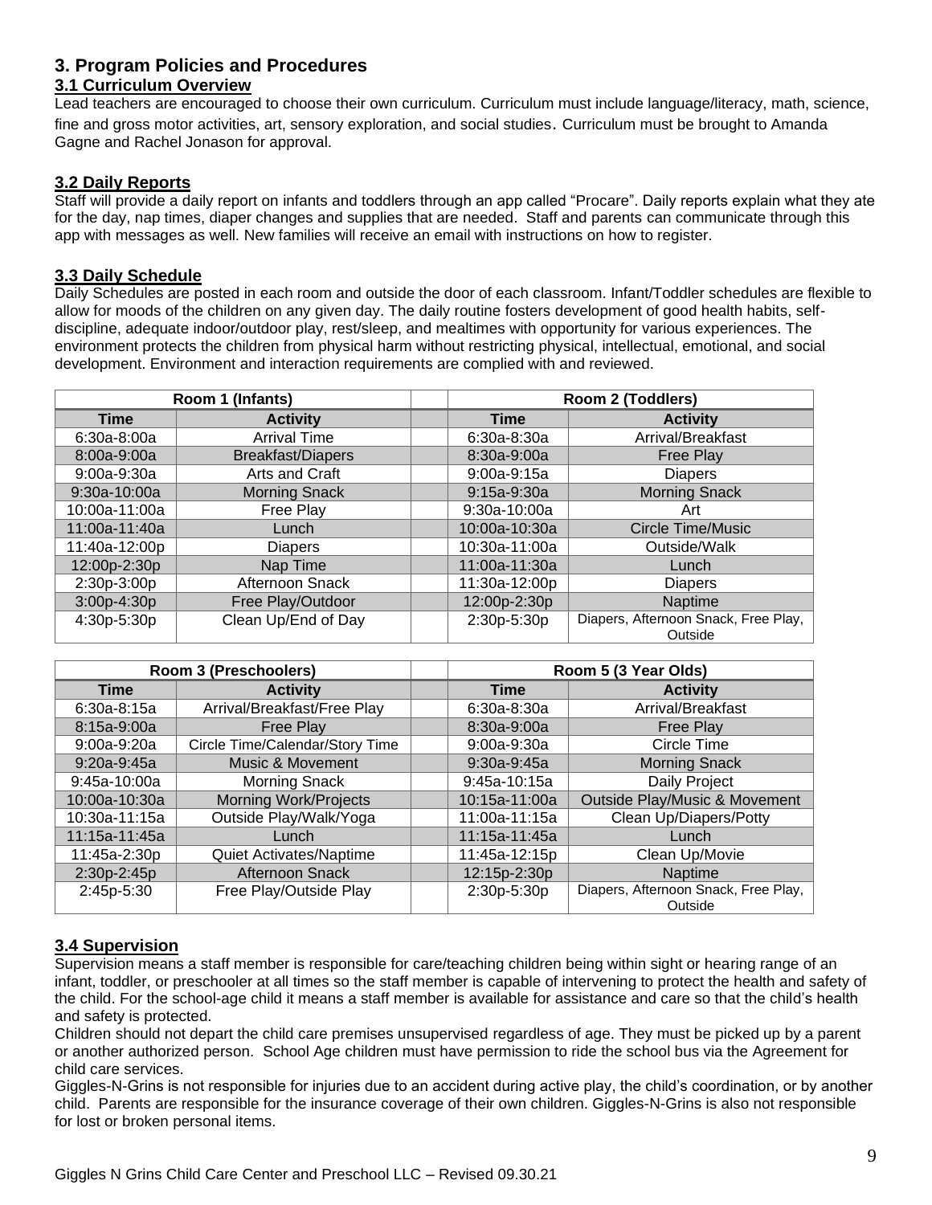## 3. Program Policies and Procedures

### 3.1 Curriculum Overview

Lead teachers are encouraged to choose their own curriculum. Curriculum must include language/literacy, math, science, fine and gross motor activities, art, sensory exploration, and social studies. Curriculum must be brought to Amanda Gagne and Rachel Jonason for approval.

### 3.2 Daily Reports

Staff will provide a daily report on infants and toddlers through an app called "Procare". Daily reports explain what they ate for the day, nap times, diaper changes and supplies that are needed. Staff and parents can communicate through this app with messages as well. New families will receive an email with instructions on how to register.

### 3.3 Daily Schedule

Daily Schedules are posted in each room and outside the door of each classroom. Infant/Toddler schedules are flexible to allow for moods of the children on any given day. The daily routine fosters development of good health habits, self-discipline, adequate indoor/outdoor play, rest/sleep, and mealtimes with opportunity for various experiences. The environment protects the children from physical harm without restricting physical, intellectual, emotional, and social development. Environment and interaction requirements are complied with and reviewed.

| Room 1 (Infants) | | | Room 2 (Toddlers) | |
|---|---|---|---|---|
| **Time** | **Activity** | | **Time** | **Activity** |
| 6:30a-8:00a | Arrival Time | | 6:30a-8:30a | Arrival/Breakfast |
| 8:00a-9:00a | Breakfast/Diapers | | 8:30a-9:00a | Free Play |
| 9:00a-9:30a | Arts and Craft | | 9:00a-9:15a | Diapers |
| 9:30a-10:00a | Morning Snack | | 9:15a-9:30a | Morning Snack |
| 10:00a-11:00a | Free Play | | 9:30a-10:00a | Art |
| 11:00a-11:40a | Lunch | | 10:00a-10:30a | Circle Time/Music |
| 11:40a-12:00p | Diapers | | 10:30a-11:00a | Outside/Walk |
| 12:00p-2:30p | Nap Time | | 11:00a-11:30a | Lunch |
| 2:30p-3:00p | Afternoon Snack | | 11:30a-12:00p | Diapers |
| 3:00p-4:30p | Free Play/Outdoor | | 12:00p-2:30p | Naptime |
| 4:30p-5:30p | Clean Up/End of Day | | 2:30p-5:30p | Diapers, Afternoon Snack, Free Play, Outside |

| Room 3 (Preschoolers) | | | Room 5 (3 Year Olds) | |
|---|---|---|---|---|
| **Time** | **Activity** | | **Time** | **Activity** |
| 6:30a-8:15a | Arrival/Breakfast/Free Play | | 6:30a-8:30a | Arrival/Breakfast |
| 8:15a-9:00a | Free Play | | 8:30a-9:00a | Free Play |
| 9:00a-9:20a | Circle Time/Calendar/Story Time | | 9:00a-9:30a | Circle Time |
| 9:20a-9:45a | Music & Movement | | 9:30a-9:45a | Morning Snack |
| 9:45a-10:00a | Morning Snack | | 9:45a-10:15a | Daily Project |
| 10:00a-10:30a | Morning Work/Projects | | 10:15a-11:00a | Outside Play/Music & Movement |
| 10:30a-11:15a | Outside Play/Walk/Yoga | | 11:00a-11:15a | Clean Up/Diapers/Potty |
| 11:15a-11:45a | Lunch | | 11:15a-11:45a | Lunch |
| 11:45a-2:30p | Quiet Activates/Naptime | | 11:45a-12:15p | Clean Up/Movie |
| 2:30p-2:45p | Afternoon Snack | | 12:15p-2:30p | Naptime |
| 2:45p-5:30 | Free Play/Outside Play | | 2:30p-5:30p | Diapers, Afternoon Snack, Free Play, Outside |

### 3.4 Supervision

Supervision means a staff member is responsible for care/teaching children being within sight or hearing range of an infant, toddler, or preschooler at all times so the staff member is capable of intervening to protect the health and safety of the child. For the school-age child it means a staff member is available for assistance and care so that the child's health and safety is protected.

Children should not depart the child care premises unsupervised regardless of age. They must be picked up by a parent or another authorized person. School Age children must have permission to ride the school bus via the Agreement for child care services.

Giggles-N-Grins is not responsible for injuries due to an accident during active play, the child's coordination, or by another child. Parents are responsible for the insurance coverage of their own children. Giggles-N-Grins is also not responsible for lost or broken personal items.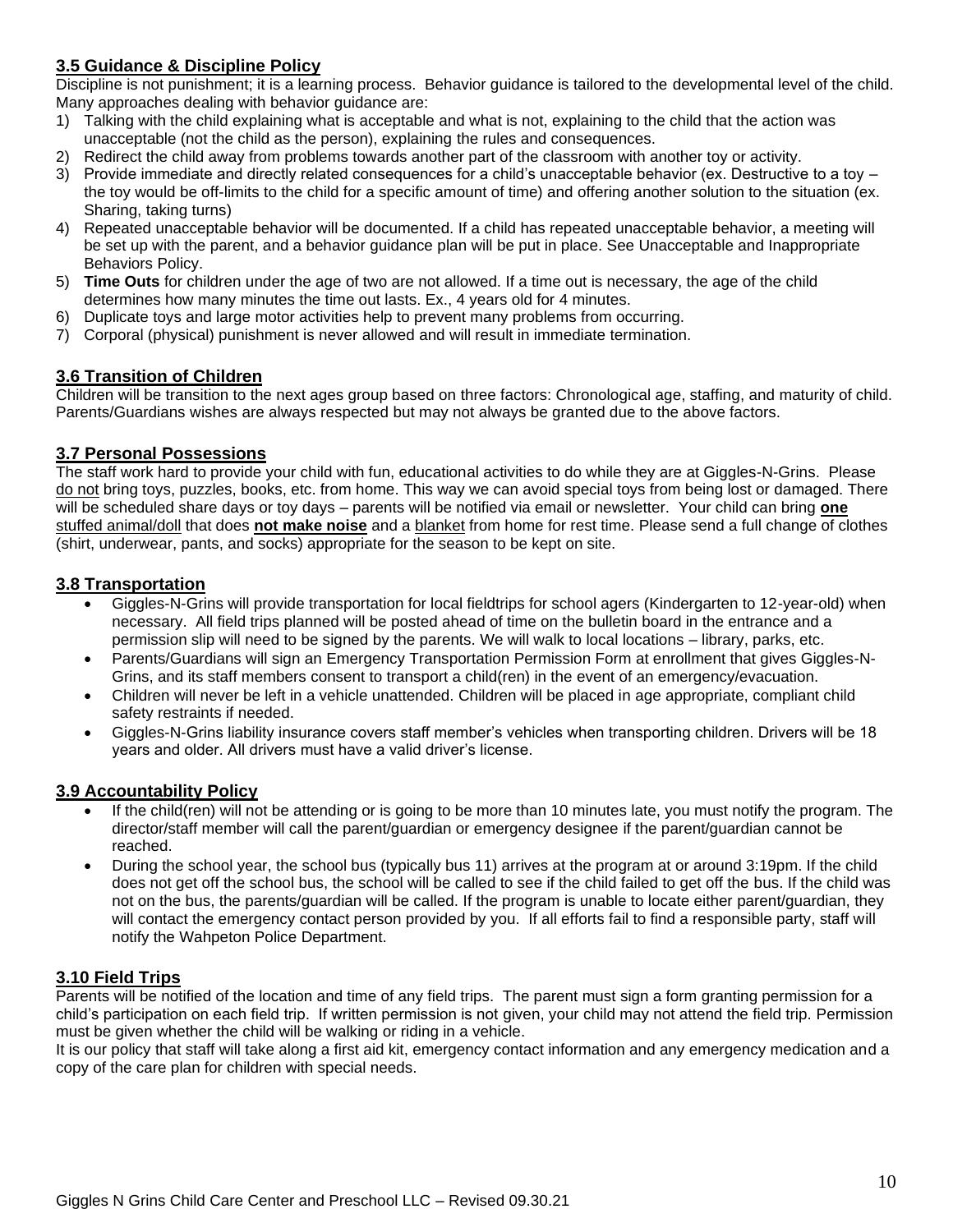## 3.5 Guidance & Discipline Policy

Discipline is not punishment; it is a learning process. Behavior guidance is tailored to the developmental level of the child. Many approaches dealing with behavior guidance are:

1) Talking with the child explaining what is acceptable and what is not, explaining to the child that the action was unacceptable (not the child as the person), explaining the rules and consequences.
2) Redirect the child away from problems towards another part of the classroom with another toy or activity.
3) Provide immediate and directly related consequences for a child's unacceptable behavior (ex. Destructive to a toy – the toy would be off-limits to the child for a specific amount of time) and offering another solution to the situation (ex. Sharing, taking turns)
4) Repeated unacceptable behavior will be documented. If a child has repeated unacceptable behavior, a meeting will be set up with the parent, and a behavior guidance plan will be put in place. See Unacceptable and Inappropriate Behaviors Policy.
5) **Time Outs** for children under the age of two are not allowed. If a time out is necessary, the age of the child determines how many minutes the time out lasts. Ex., 4 years old for 4 minutes.
6) Duplicate toys and large motor activities help to prevent many problems from occurring.
7) Corporal (physical) punishment is never allowed and will result in immediate termination.

## 3.6 Transition of Children

Children will be transition to the next ages group based on three factors: Chronological age, staffing, and maturity of child. Parents/Guardians wishes are always respected but may not always be granted due to the above factors.

## 3.7 Personal Possessions

The staff work hard to provide your child with fun, educational activities to do while they are at Giggles-N-Grins. Please do not bring toys, puzzles, books, etc. from home. This way we can avoid special toys from being lost or damaged. There will be scheduled share days or toy days – parents will be notified via email or newsletter. Your child can bring **one** stuffed animal/doll that does **not make noise** and a blanket from home for rest time. Please send a full change of clothes (shirt, underwear, pants, and socks) appropriate for the season to be kept on site.

## 3.8 Transportation

- Giggles-N-Grins will provide transportation for local fieldtrips for school agers (Kindergarten to 12-year-old) when necessary. All field trips planned will be posted ahead of time on the bulletin board in the entrance and a permission slip will need to be signed by the parents. We will walk to local locations – library, parks, etc.
- Parents/Guardians will sign an Emergency Transportation Permission Form at enrollment that gives Giggles-N-Grins, and its staff members consent to transport a child(ren) in the event of an emergency/evacuation.
- Children will never be left in a vehicle unattended. Children will be placed in age appropriate, compliant child safety restraints if needed.
- Giggles-N-Grins liability insurance covers staff member's vehicles when transporting children. Drivers will be 18 years and older. All drivers must have a valid driver's license.

## 3.9 Accountability Policy

- If the child(ren) will not be attending or is going to be more than 10 minutes late, you must notify the program. The director/staff member will call the parent/guardian or emergency designee if the parent/guardian cannot be reached.
- During the school year, the school bus (typically bus 11) arrives at the program at or around 3:19pm. If the child does not get off the school bus, the school will be called to see if the child failed to get off the bus. If the child was not on the bus, the parents/guardian will be called. If the program is unable to locate either parent/guardian, they will contact the emergency contact person provided by you. If all efforts fail to find a responsible party, staff will notify the Wahpeton Police Department.

## 3.10 Field Trips

Parents will be notified of the location and time of any field trips. The parent must sign a form granting permission for a child's participation on each field trip. If written permission is not given, your child may not attend the field trip. Permission must be given whether the child will be walking or riding in a vehicle.

It is our policy that staff will take along a first aid kit, emergency contact information and any emergency medication and a copy of the care plan for children with special needs.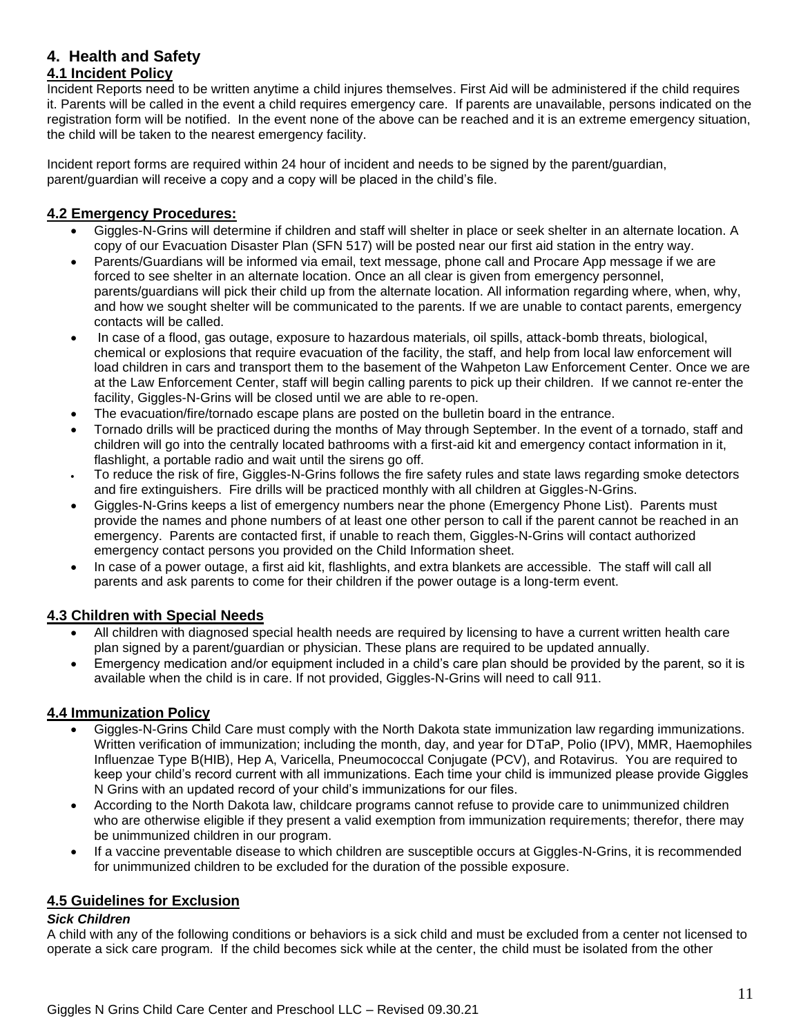## 4. Health and Safety

### 4.1 Incident Policy

Incident Reports need to be written anytime a child injures themselves. First Aid will be administered if the child requires it. Parents will be called in the event a child requires emergency care. If parents are unavailable, persons indicated on the registration form will be notified. In the event none of the above can be reached and it is an extreme emergency situation, the child will be taken to the nearest emergency facility.

Incident report forms are required within 24 hour of incident and needs to be signed by the parent/guardian, parent/guardian will receive a copy and a copy will be placed in the child's file.

### 4.2 Emergency Procedures:

- Giggles-N-Grins will determine if children and staff will shelter in place or seek shelter in an alternate location. A copy of our Evacuation Disaster Plan (SFN 517) will be posted near our first aid station in the entry way.
- Parents/Guardians will be informed via email, text message, phone call and Procare App message if we are forced to see shelter in an alternate location. Once an all clear is given from emergency personnel, parents/guardians will pick their child up from the alternate location. All information regarding where, when, why, and how we sought shelter will be communicated to the parents. If we are unable to contact parents, emergency contacts will be called.
- In case of a flood, gas outage, exposure to hazardous materials, oil spills, attack-bomb threats, biological, chemical or explosions that require evacuation of the facility, the staff, and help from local law enforcement will load children in cars and transport them to the basement of the Wahpeton Law Enforcement Center. Once we are at the Law Enforcement Center, staff will begin calling parents to pick up their children. If we cannot re-enter the facility, Giggles-N-Grins will be closed until we are able to re-open.
- The evacuation/fire/tornado escape plans are posted on the bulletin board in the entrance.
- Tornado drills will be practiced during the months of May through September. In the event of a tornado, staff and children will go into the centrally located bathrooms with a first-aid kit and emergency contact information in it, flashlight, a portable radio and wait until the sirens go off.
- To reduce the risk of fire, Giggles-N-Grins follows the fire safety rules and state laws regarding smoke detectors and fire extinguishers. Fire drills will be practiced monthly with all children at Giggles-N-Grins.
- Giggles-N-Grins keeps a list of emergency numbers near the phone (Emergency Phone List). Parents must provide the names and phone numbers of at least one other person to call if the parent cannot be reached in an emergency. Parents are contacted first, if unable to reach them, Giggles-N-Grins will contact authorized emergency contact persons you provided on the Child Information sheet.
- In case of a power outage, a first aid kit, flashlights, and extra blankets are accessible. The staff will call all parents and ask parents to come for their children if the power outage is a long-term event.

### 4.3 Children with Special Needs

- All children with diagnosed special health needs are required by licensing to have a current written health care plan signed by a parent/guardian or physician. These plans are required to be updated annually.
- Emergency medication and/or equipment included in a child's care plan should be provided by the parent, so it is available when the child is in care. If not provided, Giggles-N-Grins will need to call 911.

### 4.4 Immunization Policy

- Giggles-N-Grins Child Care must comply with the North Dakota state immunization law regarding immunizations. Written verification of immunization; including the month, day, and year for DTaP, Polio (IPV), MMR, Haemophiles Influenzae Type B(HIB), Hep A, Varicella, Pneumococcal Conjugate (PCV), and Rotavirus. You are required to keep your child's record current with all immunizations. Each time your child is immunized please provide Giggles N Grins with an updated record of your child's immunizations for our files.
- According to the North Dakota law, childcare programs cannot refuse to provide care to unimmunized children who are otherwise eligible if they present a valid exemption from immunization requirements; therefor, there may be unimmunized children in our program.
- If a vaccine preventable disease to which children are susceptible occurs at Giggles-N-Grins, it is recommended for unimmunized children to be excluded for the duration of the possible exposure.

### 4.5 Guidelines for Exclusion

***Sick Children***

A child with any of the following conditions or behaviors is a sick child and must be excluded from a center not licensed to operate a sick care program. If the child becomes sick while at the center, the child must be isolated from the other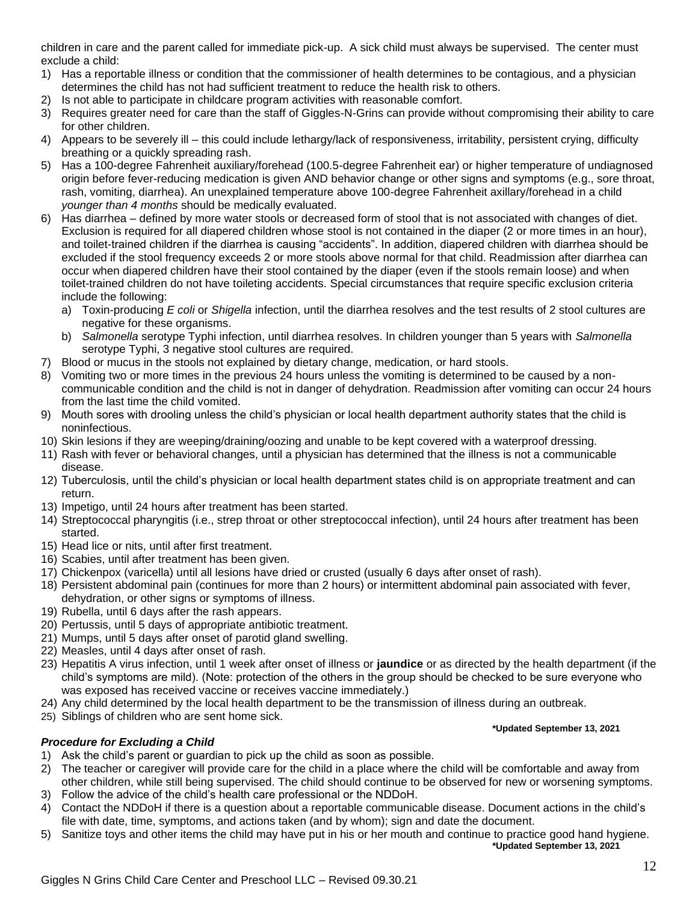children in care and the parent called for immediate pick-up. A sick child must always be supervised. The center must exclude a child:

1) Has a reportable illness or condition that the commissioner of health determines to be contagious, and a physician determines the child has not had sufficient treatment to reduce the health risk to others.
2) Is not able to participate in childcare program activities with reasonable comfort.
3) Requires greater need for care than the staff of Giggles-N-Grins can provide without compromising their ability to care for other children.
4) Appears to be severely ill – this could include lethargy/lack of responsiveness, irritability, persistent crying, difficulty breathing or a quickly spreading rash.
5) Has a 100-degree Fahrenheit auxiliary/forehead (100.5-degree Fahrenheit ear) or higher temperature of undiagnosed origin before fever-reducing medication is given AND behavior change or other signs and symptoms (e.g., sore throat, rash, vomiting, diarrhea). An unexplained temperature above 100-degree Fahrenheit axillary/forehead in a child *younger than 4 months* should be medically evaluated.
6) Has diarrhea – defined by more water stools or decreased form of stool that is not associated with changes of diet. Exclusion is required for all diapered children whose stool is not contained in the diaper (2 or more times in an hour), and toilet-trained children if the diarrhea is causing "accidents". In addition, diapered children with diarrhea should be excluded if the stool frequency exceeds 2 or more stools above normal for that child. Readmission after diarrhea can occur when diapered children have their stool contained by the diaper (even if the stools remain loose) and when toilet-trained children do not have toileting accidents. Special circumstances that require specific exclusion criteria include the following:
   a) Toxin-producing *E coli* or *Shigella* infection, until the diarrhea resolves and the test results of 2 stool cultures are negative for these organisms.
   b) *Salmonella* serotype Typhi infection, until diarrhea resolves. In children younger than 5 years with *Salmonella* serotype Typhi, 3 negative stool cultures are required.
7) Blood or mucus in the stools not explained by dietary change, medication, or hard stools.
8) Vomiting two or more times in the previous 24 hours unless the vomiting is determined to be caused by a non-communicable condition and the child is not in danger of dehydration. Readmission after vomiting can occur 24 hours from the last time the child vomited.
9) Mouth sores with drooling unless the child's physician or local health department authority states that the child is noninfectious.
10) Skin lesions if they are weeping/draining/oozing and unable to be kept covered with a waterproof dressing.
11) Rash with fever or behavioral changes, until a physician has determined that the illness is not a communicable disease.
12) Tuberculosis, until the child's physician or local health department states child is on appropriate treatment and can return.
13) Impetigo, until 24 hours after treatment has been started.
14) Streptococcal pharyngitis (i.e., strep throat or other streptococcal infection), until 24 hours after treatment has been started.
15) Head lice or nits, until after first treatment.
16) Scabies, until after treatment has been given.
17) Chickenpox (varicella) until all lesions have dried or crusted (usually 6 days after onset of rash).
18) Persistent abdominal pain (continues for more than 2 hours) or intermittent abdominal pain associated with fever, dehydration, or other signs or symptoms of illness.
19) Rubella, until 6 days after the rash appears.
20) Pertussis, until 5 days of appropriate antibiotic treatment.
21) Mumps, until 5 days after onset of parotid gland swelling.
22) Measles, until 4 days after onset of rash.
23) Hepatitis A virus infection, until 1 week after onset of illness or **jaundice** or as directed by the health department (if the child's symptoms are mild). (Note: protection of the others in the group should be checked to be sure everyone who was exposed has received vaccine or receives vaccine immediately.)
24) Any child determined by the local health department to be the transmission of illness during an outbreak.
25) Siblings of children who are sent home sick.

**\*Updated September 13, 2021**

### *Procedure for Excluding a Child*

1) Ask the child's parent or guardian to pick up the child as soon as possible.
2) The teacher or caregiver will provide care for the child in a place where the child will be comfortable and away from other children, while still being supervised. The child should continue to be observed for new or worsening symptoms.
3) Follow the advice of the child's health care professional or the NDDoH.
4) Contact the NDDoH if there is a question about a reportable communicable disease. Document actions in the child's file with date, time, symptoms, and actions taken (and by whom); sign and date the document.
5) Sanitize toys and other items the child may have put in his or her mouth and continue to practice good hand hygiene.

**\*Updated September 13, 2021**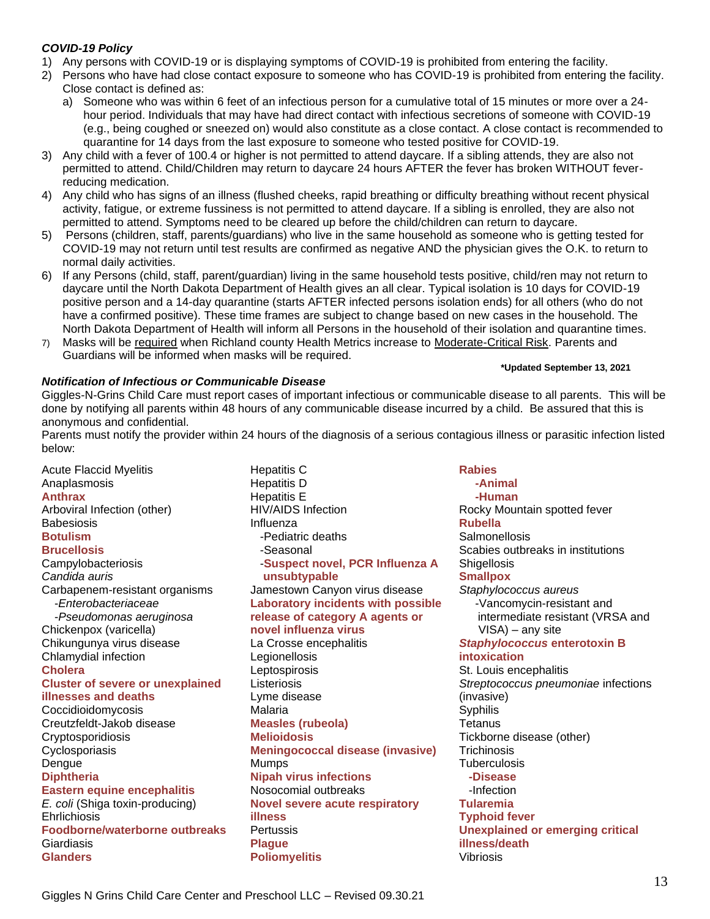***COVID-19 Policy***

1) Any persons with COVID-19 or is displaying symptoms of COVID-19 is prohibited from entering the facility.
2) Persons who have had close contact exposure to someone who has COVID-19 is prohibited from entering the facility. Close contact is defined as:
   a) Someone who was within 6 feet of an infectious person for a cumulative total of 15 minutes or more over a 24-hour period. Individuals that may have had direct contact with infectious secretions of someone with COVID-19 (e.g., being coughed or sneezed on) would also constitute as a close contact. A close contact is recommended to quarantine for 14 days from the last exposure to someone who tested positive for COVID-19.
3) Any child with a fever of 100.4 or higher is not permitted to attend daycare. If a sibling attends, they are also not permitted to attend. Child/Children may return to daycare 24 hours AFTER the fever has broken WITHOUT fever-reducing medication.
4) Any child who has signs of an illness (flushed cheeks, rapid breathing or difficulty breathing without recent physical activity, fatigue, or extreme fussiness is not permitted to attend daycare. If a sibling is enrolled, they are also not permitted to attend. Symptoms need to be cleared up before the child/children can return to daycare.
5) Persons (children, staff, parents/guardians) who live in the same household as someone who is getting tested for COVID-19 may not return until test results are confirmed as negative AND the physician gives the O.K. to return to normal daily activities.
6) If any Persons (child, staff, parent/guardian) living in the same household tests positive, child/ren may not return to daycare until the North Dakota Department of Health gives an all clear. Typical isolation is 10 days for COVID-19 positive person and a 14-day quarantine (starts AFTER infected persons isolation ends) for all others (who do not have a confirmed positive). These time frames are subject to change based on new cases in the household. The North Dakota Department of Health will inform all Persons in the household of their isolation and quarantine times.
7) Masks will be required when Richland county Health Metrics increase to Moderate-Critical Risk. Parents and Guardians will be informed when masks will be required.

**\*Updated September 13, 2021**

***Notification of Infectious or Communicable Disease***

Giggles-N-Grins Child Care must report cases of important infectious or communicable disease to all parents. This will be done by notifying all parents within 48 hours of any communicable disease incurred by a child. Be assured that this is anonymous and confidential.

Parents must notify the provider within 24 hours of the diagnosis of a serious contagious illness or parasitic infection listed below:

Acute Flaccid Myelitis
Anaplasmosis
**Anthrax**
Arboviral Infection (other)
Babesiosis
**Botulism**
**Brucellosis**
Campylobacteriosis
*Candida auris*
Carbapenem-resistant organisms
- *Enterobacteriaceae*
- *Pseudomonas aeruginosa*

Chickenpox (varicella)
Chikungunya virus disease
Chlamydial infection
**Cholera**
**Cluster of severe or unexplained illnesses and deaths**
Coccidioidomycosis
Creutzfeldt-Jakob disease
Cryptosporidiosis
Cyclosporiasis
Dengue
**Diphtheria**
**Eastern equine encephalitis**
*E. coli* (Shiga toxin-producing)
Ehrlichiosis
**Foodborne/waterborne outbreaks**
Giardiasis
**Glanders**
Hepatitis C
Hepatitis D
Hepatitis E
HIV/AIDS Infection
Influenza
- Pediatric deaths
- Seasonal
- **Suspect novel, PCR Influenza A unsubtypable**

Jamestown Canyon virus disease
**Laboratory incidents with possible release of category A agents or novel influenza virus**
La Crosse encephalitis
Legionellosis
Leptospirosis
Listeriosis
Lyme disease
Malaria
**Measles (rubeola)**
**Melioidosis**
**Meningococcal disease (invasive)**
Mumps
**Nipah virus infections**
Nosocomial outbreaks
**Novel severe acute respiratory illness**
Pertussis
**Plague**
**Poliomyelitis**
**Rabies**
- **Animal**
- **Human**

Rocky Mountain spotted fever
**Rubella**
Salmonellosis
Scabies outbreaks in institutions
Shigellosis
**Smallpox**
*Staphylococcus aureus*
- Vancomycin-resistant and intermediate resistant (VRSA and VISA) – any site

***Staphylococcus* enterotoxin B intoxication**
St. Louis encephalitis
*Streptococcus pneumoniae* infections (invasive)
Syphilis
Tetanus
Tickborne disease (other)
Trichinosis
Tuberculosis
- **Disease**
- Infection

**Tularemia**
**Typhoid fever**
**Unexplained or emerging critical illness/death**
Vibriosis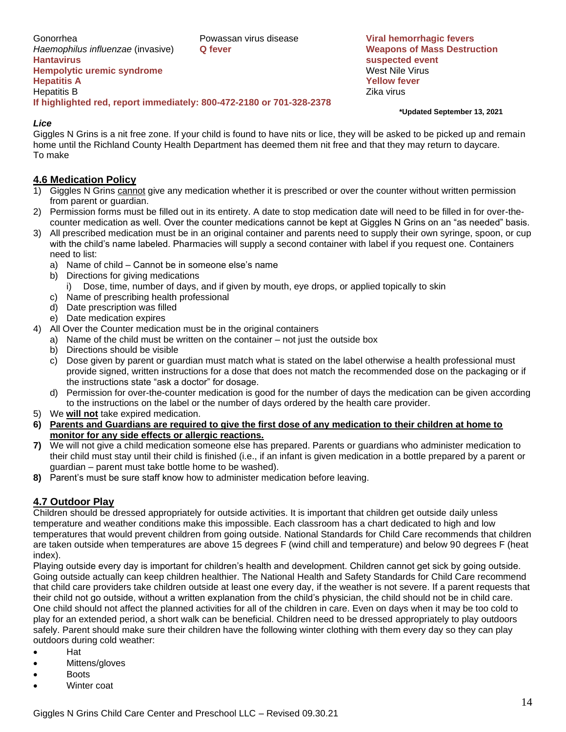Gonorrhea
*Haemophilus influenzae* (invasive)
**Hantavirus**
**Hempolytic uremic syndrome**
**Hepatitis A**
Hepatitis B
Powassan virus disease
**Q fever**
**Viral hemorrhagic fevers**
**Weapons of Mass Destruction suspected event**
West Nile Virus
**Yellow fever**
Zika virus

**If highlighted red, report immediately: 800-472-2180 or 701-328-2378**

**\*Updated September 13, 2021**

***Lice***

Giggles N Grins is a nit free zone. If your child is found to have nits or lice, they will be asked to be picked up and remain home until the Richland County Health Department has deemed them nit free and that they may return to daycare.
To make

## 4.6 Medication Policy

1) Giggles N Grins cannot give any medication whether it is prescribed or over the counter without written permission from parent or guardian.
2) Permission forms must be filled out in its entirety. A date to stop medication date will need to be filled in for over-the-counter medication as well. Over the counter medications cannot be kept at Giggles N Grins on an "as needed" basis.
3) All prescribed medication must be in an original container and parents need to supply their own syringe, spoon, or cup with the child's name labeled. Pharmacies will supply a second container with label if you request one. Containers need to list:
   a) Name of child – Cannot be in someone else's name
   b) Directions for giving medications
      i) Dose, time, number of days, and if given by mouth, eye drops, or applied topically to skin
   c) Name of prescribing health professional
   d) Date prescription was filled
   e) Date medication expires
4) All Over the Counter medication must be in the original containers
   a) Name of the child must be written on the container – not just the outside box
   b) Directions should be visible
   c) Dose given by parent or guardian must match what is stated on the label otherwise a health professional must provide signed, written instructions for a dose that does not match the recommended dose on the packaging or if the instructions state "ask a doctor" for dosage.
   d) Permission for over-the-counter medication is good for the number of days the medication can be given according to the instructions on the label or the number of days ordered by the health care provider.
5) We **will not** take expired medication.
6) **Parents and Guardians are required to give the first dose of any medication to their children at home to monitor for any side effects or allergic reactions.**
7) We will not give a child medication someone else has prepared. Parents or guardians who administer medication to their child must stay until their child is finished (i.e., if an infant is given medication in a bottle prepared by a parent or guardian – parent must take bottle home to be washed).
8) Parent's must be sure staff know how to administer medication before leaving.

## 4.7 Outdoor Play

Children should be dressed appropriately for outside activities. It is important that children get outside daily unless temperature and weather conditions make this impossible. Each classroom has a chart dedicated to high and low temperatures that would prevent children from going outside. National Standards for Child Care recommends that children are taken outside when temperatures are above 15 degrees F (wind chill and temperature) and below 90 degrees F (heat index).
Playing outside every day is important for children's health and development. Children cannot get sick by going outside. Going outside actually can keep children healthier. The National Health and Safety Standards for Child Care recommend that child care providers take children outside at least one every day, if the weather is not severe. If a parent requests that their child not go outside, without a written explanation from the child's physician, the child should not be in child care. One child should not affect the planned activities for all of the children in care. Even on days when it may be too cold to play for an extended period, a short walk can be beneficial. Children need to be dressed appropriately to play outdoors safely. Parent should make sure their children have the following winter clothing with them every day so they can play outdoors during cold weather:

- Hat
- Mittens/gloves
- Boots
- Winter coat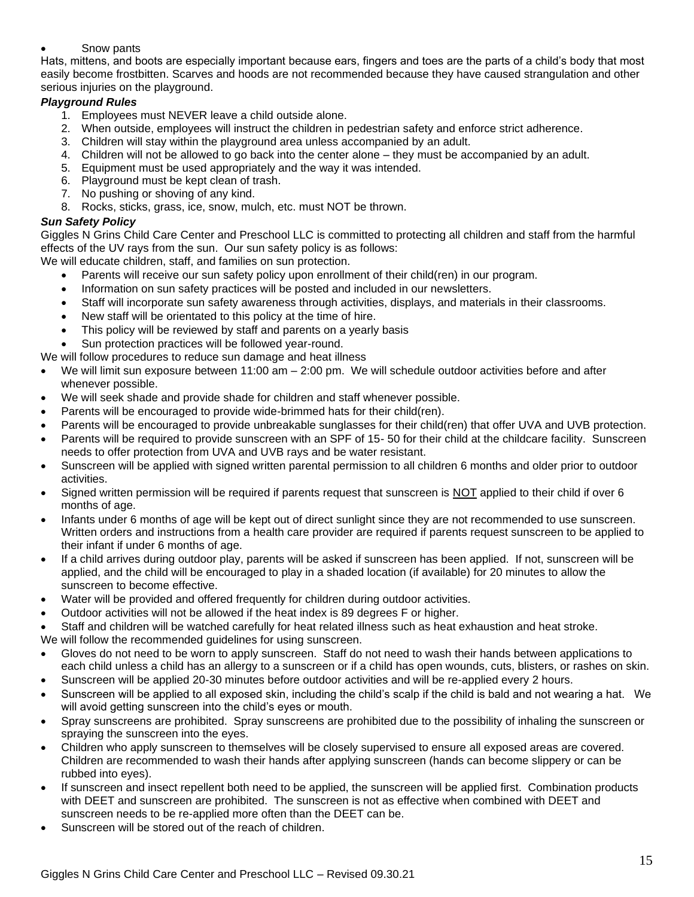- Snow pants

Hats, mittens, and boots are especially important because ears, fingers and toes are the parts of a child's body that most easily become frostbitten. Scarves and hoods are not recommended because they have caused strangulation and other serious injuries on the playground.

***Playground Rules***

1. Employees must NEVER leave a child outside alone.
2. When outside, employees will instruct the children in pedestrian safety and enforce strict adherence.
3. Children will stay within the playground area unless accompanied by an adult.
4. Children will not be allowed to go back into the center alone – they must be accompanied by an adult.
5. Equipment must be used appropriately and the way it was intended.
6. Playground must be kept clean of trash.
7. No pushing or shoving of any kind.
8. Rocks, sticks, grass, ice, snow, mulch, etc. must NOT be thrown.

***Sun Safety Policy***

Giggles N Grins Child Care Center and Preschool LLC is committed to protecting all children and staff from the harmful effects of the UV rays from the sun. Our sun safety policy is as follows:

We will educate children, staff, and families on sun protection.

- Parents will receive our sun safety policy upon enrollment of their child(ren) in our program.
- Information on sun safety practices will be posted and included in our newsletters.
- Staff will incorporate sun safety awareness through activities, displays, and materials in their classrooms.
- New staff will be orientated to this policy at the time of hire.
- This policy will be reviewed by staff and parents on a yearly basis
- Sun protection practices will be followed year-round.

We will follow procedures to reduce sun damage and heat illness

- We will limit sun exposure between 11:00 am – 2:00 pm. We will schedule outdoor activities before and after whenever possible.
- We will seek shade and provide shade for children and staff whenever possible.
- Parents will be encouraged to provide wide-brimmed hats for their child(ren).
- Parents will be encouraged to provide unbreakable sunglasses for their child(ren) that offer UVA and UVB protection.
- Parents will be required to provide sunscreen with an SPF of 15- 50 for their child at the childcare facility. Sunscreen needs to offer protection from UVA and UVB rays and be water resistant.
- Sunscreen will be applied with signed written parental permission to all children 6 months and older prior to outdoor activities.
- Signed written permission will be required if parents request that sunscreen is NOT applied to their child if over 6 months of age.
- Infants under 6 months of age will be kept out of direct sunlight since they are not recommended to use sunscreen. Written orders and instructions from a health care provider are required if parents request sunscreen to be applied to their infant if under 6 months of age.
- If a child arrives during outdoor play, parents will be asked if sunscreen has been applied. If not, sunscreen will be applied, and the child will be encouraged to play in a shaded location (if available) for 20 minutes to allow the sunscreen to become effective.
- Water will be provided and offered frequently for children during outdoor activities.
- Outdoor activities will not be allowed if the heat index is 89 degrees F or higher.
- Staff and children will be watched carefully for heat related illness such as heat exhaustion and heat stroke.

We will follow the recommended guidelines for using sunscreen.

- Gloves do not need to be worn to apply sunscreen. Staff do not need to wash their hands between applications to each child unless a child has an allergy to a sunscreen or if a child has open wounds, cuts, blisters, or rashes on skin.
- Sunscreen will be applied 20-30 minutes before outdoor activities and will be re-applied every 2 hours.
- Sunscreen will be applied to all exposed skin, including the child's scalp if the child is bald and not wearing a hat. We will avoid getting sunscreen into the child's eyes or mouth.
- Spray sunscreens are prohibited. Spray sunscreens are prohibited due to the possibility of inhaling the sunscreen or spraying the sunscreen into the eyes.
- Children who apply sunscreen to themselves will be closely supervised to ensure all exposed areas are covered. Children are recommended to wash their hands after applying sunscreen (hands can become slippery or can be rubbed into eyes).
- If sunscreen and insect repellent both need to be applied, the sunscreen will be applied first. Combination products with DEET and sunscreen are prohibited. The sunscreen is not as effective when combined with DEET and sunscreen needs to be re-applied more often than the DEET can be.
- Sunscreen will be stored out of the reach of children.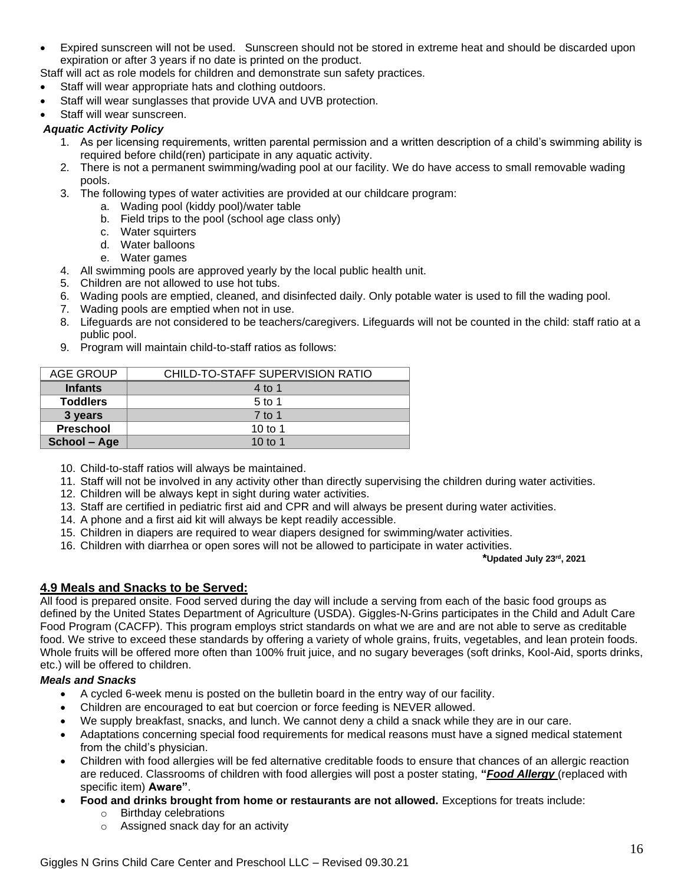- Expired sunscreen will not be used.   Sunscreen should not be stored in extreme heat and should be discarded upon expiration or after 3 years if no date is printed on the product.

Staff will act as role models for children and demonstrate sun safety practices.

- Staff will wear appropriate hats and clothing outdoors.
- Staff will wear sunglasses that provide UVA and UVB protection.
- Staff will wear sunscreen.

***Aquatic Activity Policy***

1. As per licensing requirements, written parental permission and a written description of a child's swimming ability is required before child(ren) participate in any aquatic activity.
2. There is not a permanent swimming/wading pool at our facility. We do have access to small removable wading pools.
3. The following types of water activities are provided at our childcare program:
   a. Wading pool (kiddy pool)/water table
   b. Field trips to the pool (school age class only)
   c. Water squirters
   d. Water balloons
   e. Water games
4. All swimming pools are approved yearly by the local public health unit.
5. Children are not allowed to use hot tubs.
6. Wading pools are emptied, cleaned, and disinfected daily. Only potable water is used to fill the wading pool.
7. Wading pools are emptied when not in use.
8. Lifeguards are not considered to be teachers/caregivers. Lifeguards will not be counted in the child: staff ratio at a public pool.
9. Program will maintain child-to-staff ratios as follows:

| AGE GROUP | CHILD-TO-STAFF SUPERVISION RATIO |
|---|---|
| **Infants** | 4 to 1 |
| **Toddlers** | 5 to 1 |
| **3 years** | 7 to 1 |
| **Preschool** | 10 to 1 |
| **School – Age** | 10 to 1 |

10. Child-to-staff ratios will always be maintained.
11. Staff will not be involved in any activity other than directly supervising the children during water activities.
12. Children will be always kept in sight during water activities.
13. Staff are certified in pediatric first aid and CPR and will always be present during water activities.
14. A phone and a first aid kit will always be kept readily accessible.
15. Children in diapers are required to wear diapers designed for swimming/water activities.
16. Children with diarrhea or open sores will not be allowed to participate in water activities.

**\*Updated July 23rd, 2021**

## 4.9 Meals and Snacks to be Served:

All food is prepared onsite. Food served during the day will include a serving from each of the basic food groups as defined by the United States Department of Agriculture (USDA). Giggles-N-Grins participates in the Child and Adult Care Food Program (CACFP). This program employs strict standards on what we are and are not able to serve as creditable food. We strive to exceed these standards by offering a variety of whole grains, fruits, vegetables, and lean protein foods. Whole fruits will be offered more often than 100% fruit juice, and no sugary beverages (soft drinks, Kool-Aid, sports drinks, etc.) will be offered to children.

***Meals and Snacks***

- A cycled 6-week menu is posted on the bulletin board in the entry way of our facility.
- Children are encouraged to eat but coercion or force feeding is NEVER allowed.
- We supply breakfast, snacks, and lunch. We cannot deny a child a snack while they are in our care.
- Adaptations concerning special food requirements for medical reasons must have a signed medical statement from the child's physician.
- Children with food allergies will be fed alternative creditable foods to ensure that chances of an allergic reaction are reduced. Classrooms of children with food allergies will post a poster stating, **"*Food Allergy*** (replaced with specific item) **Aware"**.
- **Food and drinks brought from home or restaurants are not allowed.** Exceptions for treats include:
  - Birthday celebrations
  - Assigned snack day for an activity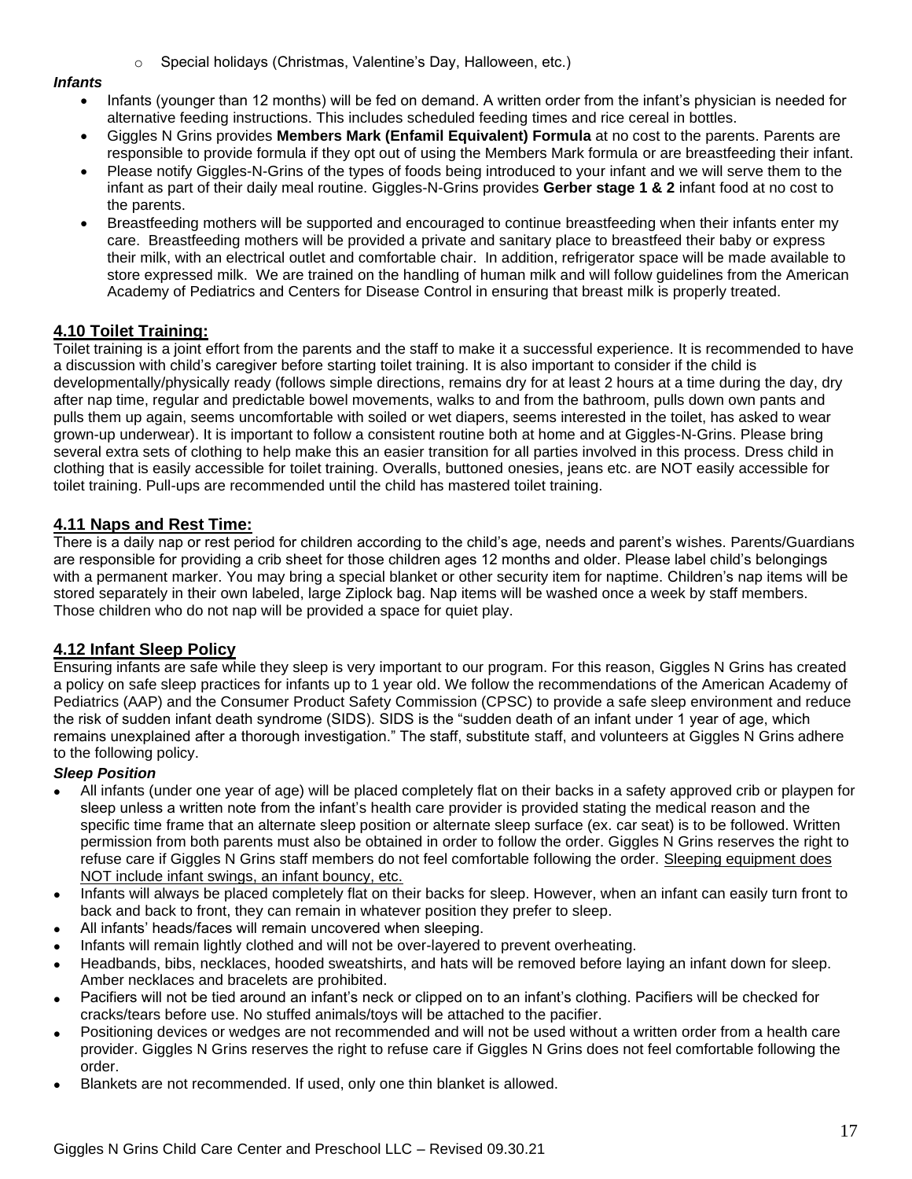- Special holidays (Christmas, Valentine's Day, Halloween, etc.)

***Infants***

- Infants (younger than 12 months) will be fed on demand. A written order from the infant's physician is needed for alternative feeding instructions. This includes scheduled feeding times and rice cereal in bottles.
- Giggles N Grins provides **Members Mark (Enfamil Equivalent) Formula** at no cost to the parents. Parents are responsible to provide formula if they opt out of using the Members Mark formula or are breastfeeding their infant.
- Please notify Giggles-N-Grins of the types of foods being introduced to your infant and we will serve them to the infant as part of their daily meal routine. Giggles-N-Grins provides **Gerber stage 1 & 2** infant food at no cost to the parents.
- Breastfeeding mothers will be supported and encouraged to continue breastfeeding when their infants enter my care. Breastfeeding mothers will be provided a private and sanitary place to breastfeed their baby or express their milk, with an electrical outlet and comfortable chair. In addition, refrigerator space will be made available to store expressed milk. We are trained on the handling of human milk and will follow guidelines from the American Academy of Pediatrics and Centers for Disease Control in ensuring that breast milk is properly treated.

## 4.10 Toilet Training:

Toilet training is a joint effort from the parents and the staff to make it a successful experience. It is recommended to have a discussion with child's caregiver before starting toilet training. It is also important to consider if the child is developmentally/physically ready (follows simple directions, remains dry for at least 2 hours at a time during the day, dry after nap time, regular and predictable bowel movements, walks to and from the bathroom, pulls down own pants and pulls them up again, seems uncomfortable with soiled or wet diapers, seems interested in the toilet, has asked to wear grown-up underwear). It is important to follow a consistent routine both at home and at Giggles-N-Grins. Please bring several extra sets of clothing to help make this an easier transition for all parties involved in this process. Dress child in clothing that is easily accessible for toilet training. Overalls, buttoned onesies, jeans etc. are NOT easily accessible for toilet training. Pull-ups are recommended until the child has mastered toilet training.

## 4.11 Naps and Rest Time:

There is a daily nap or rest period for children according to the child's age, needs and parent's wishes. Parents/Guardians are responsible for providing a crib sheet for those children ages 12 months and older. Please label child's belongings with a permanent marker. You may bring a special blanket or other security item for naptime. Children's nap items will be stored separately in their own labeled, large Ziplock bag. Nap items will be washed once a week by staff members. Those children who do not nap will be provided a space for quiet play.

## 4.12 Infant Sleep Policy

Ensuring infants are safe while they sleep is very important to our program. For this reason, Giggles N Grins has created a policy on safe sleep practices for infants up to 1 year old. We follow the recommendations of the American Academy of Pediatrics (AAP) and the Consumer Product Safety Commission (CPSC) to provide a safe sleep environment and reduce the risk of sudden infant death syndrome (SIDS). SIDS is the "sudden death of an infant under 1 year of age, which remains unexplained after a thorough investigation." The staff, substitute staff, and volunteers at Giggles N Grins adhere to the following policy.

***Sleep Position***

- All infants (under one year of age) will be placed completely flat on their backs in a safety approved crib or playpen for sleep unless a written note from the infant's health care provider is provided stating the medical reason and the specific time frame that an alternate sleep position or alternate sleep surface (ex. car seat) is to be followed. Written permission from both parents must also be obtained in order to follow the order. Giggles N Grins reserves the right to refuse care if Giggles N Grins staff members do not feel comfortable following the order. Sleeping equipment does NOT include infant swings, an infant bouncy, etc.
- Infants will always be placed completely flat on their backs for sleep. However, when an infant can easily turn front to back and back to front, they can remain in whatever position they prefer to sleep.
- All infants' heads/faces will remain uncovered when sleeping.
- Infants will remain lightly clothed and will not be over-layered to prevent overheating.
- Headbands, bibs, necklaces, hooded sweatshirts, and hats will be removed before laying an infant down for sleep. Amber necklaces and bracelets are prohibited.
- Pacifiers will not be tied around an infant's neck or clipped on to an infant's clothing. Pacifiers will be checked for cracks/tears before use. No stuffed animals/toys will be attached to the pacifier.
- Positioning devices or wedges are not recommended and will not be used without a written order from a health care provider. Giggles N Grins reserves the right to refuse care if Giggles N Grins does not feel comfortable following the order.
- Blankets are not recommended. If used, only one thin blanket is allowed.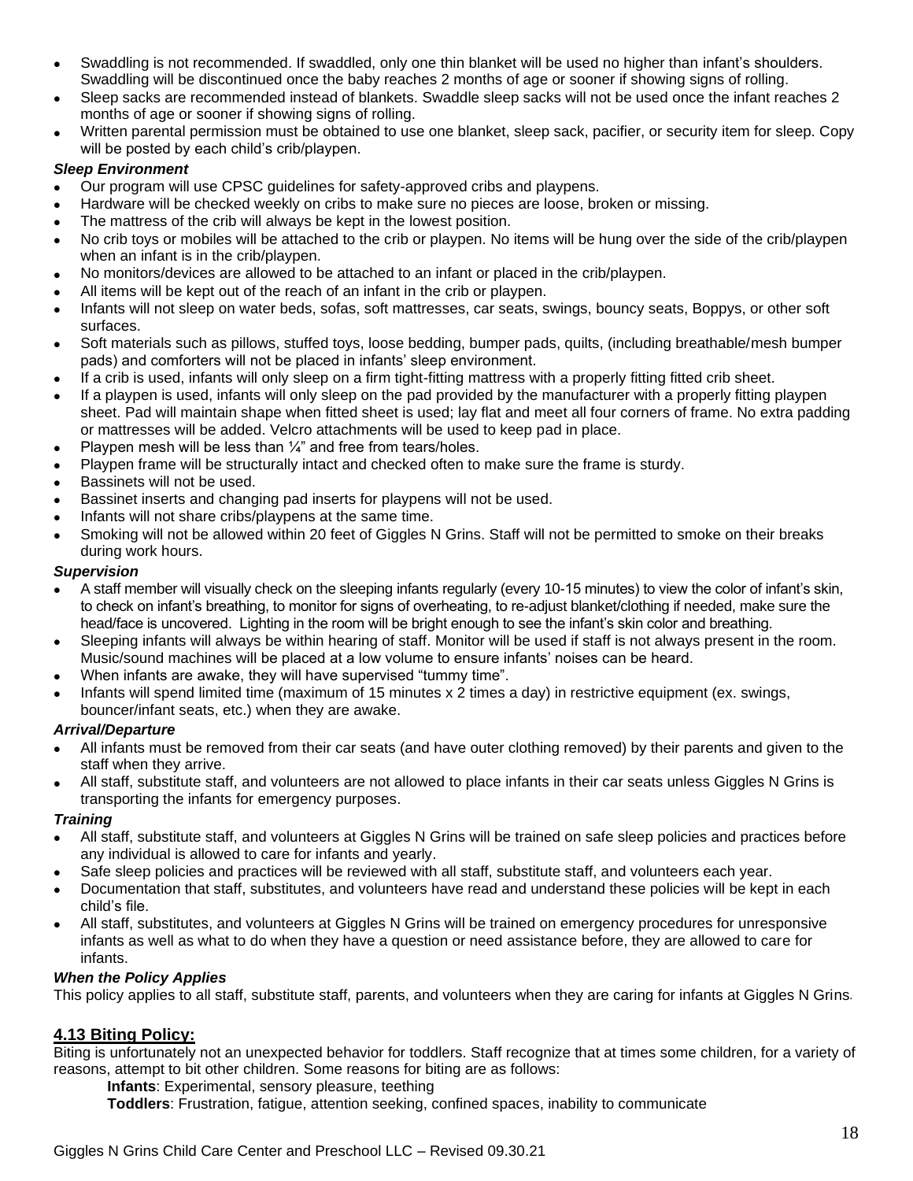- Swaddling is not recommended. If swaddled, only one thin blanket will be used no higher than infant's shoulders. Swaddling will be discontinued once the baby reaches 2 months of age or sooner if showing signs of rolling.
- Sleep sacks are recommended instead of blankets. Swaddle sleep sacks will not be used once the infant reaches 2 months of age or sooner if showing signs of rolling.
- Written parental permission must be obtained to use one blanket, sleep sack, pacifier, or security item for sleep. Copy will be posted by each child's crib/playpen.

***Sleep Environment***

- Our program will use CPSC guidelines for safety-approved cribs and playpens.
- Hardware will be checked weekly on cribs to make sure no pieces are loose, broken or missing.
- The mattress of the crib will always be kept in the lowest position.
- No crib toys or mobiles will be attached to the crib or playpen. No items will be hung over the side of the crib/playpen when an infant is in the crib/playpen.
- No monitors/devices are allowed to be attached to an infant or placed in the crib/playpen.
- All items will be kept out of the reach of an infant in the crib or playpen.
- Infants will not sleep on water beds, sofas, soft mattresses, car seats, swings, bouncy seats, Boppys, or other soft surfaces.
- Soft materials such as pillows, stuffed toys, loose bedding, bumper pads, quilts, (including breathable/mesh bumper pads) and comforters will not be placed in infants' sleep environment.
- If a crib is used, infants will only sleep on a firm tight-fitting mattress with a properly fitting fitted crib sheet.
- If a playpen is used, infants will only sleep on the pad provided by the manufacturer with a properly fitting playpen sheet. Pad will maintain shape when fitted sheet is used; lay flat and meet all four corners of frame. No extra padding or mattresses will be added. Velcro attachments will be used to keep pad in place.
- Playpen mesh will be less than ¼" and free from tears/holes.
- Playpen frame will be structurally intact and checked often to make sure the frame is sturdy.
- Bassinets will not be used.
- Bassinet inserts and changing pad inserts for playpens will not be used.
- Infants will not share cribs/playpens at the same time.
- Smoking will not be allowed within 20 feet of Giggles N Grins. Staff will not be permitted to smoke on their breaks during work hours.

***Supervision***

- A staff member will visually check on the sleeping infants regularly (every 10-15 minutes) to view the color of infant's skin, to check on infant's breathing, to monitor for signs of overheating, to re-adjust blanket/clothing if needed, make sure the head/face is uncovered. Lighting in the room will be bright enough to see the infant's skin color and breathing.
- Sleeping infants will always be within hearing of staff. Monitor will be used if staff is not always present in the room. Music/sound machines will be placed at a low volume to ensure infants' noises can be heard.
- When infants are awake, they will have supervised "tummy time".
- Infants will spend limited time (maximum of 15 minutes x 2 times a day) in restrictive equipment (ex. swings, bouncer/infant seats, etc.) when they are awake.

***Arrival/Departure***

- All infants must be removed from their car seats (and have outer clothing removed) by their parents and given to the staff when they arrive.
- All staff, substitute staff, and volunteers are not allowed to place infants in their car seats unless Giggles N Grins is transporting the infants for emergency purposes.

***Training***

- All staff, substitute staff, and volunteers at Giggles N Grins will be trained on safe sleep policies and practices before any individual is allowed to care for infants and yearly.
- Safe sleep policies and practices will be reviewed with all staff, substitute staff, and volunteers each year.
- Documentation that staff, substitutes, and volunteers have read and understand these policies will be kept in each child's file.
- All staff, substitutes, and volunteers at Giggles N Grins will be trained on emergency procedures for unresponsive infants as well as what to do when they have a question or need assistance before, they are allowed to care for infants.

***When the Policy Applies***

This policy applies to all staff, substitute staff, parents, and volunteers when they are caring for infants at Giggles N Grins.

## 4.13 Biting Policy:

Biting is unfortunately not an unexpected behavior for toddlers. Staff recognize that at times some children, for a variety of reasons, attempt to bit other children. Some reasons for biting are as follows:

**Infants**: Experimental, sensory pleasure, teething

**Toddlers**: Frustration, fatigue, attention seeking, confined spaces, inability to communicate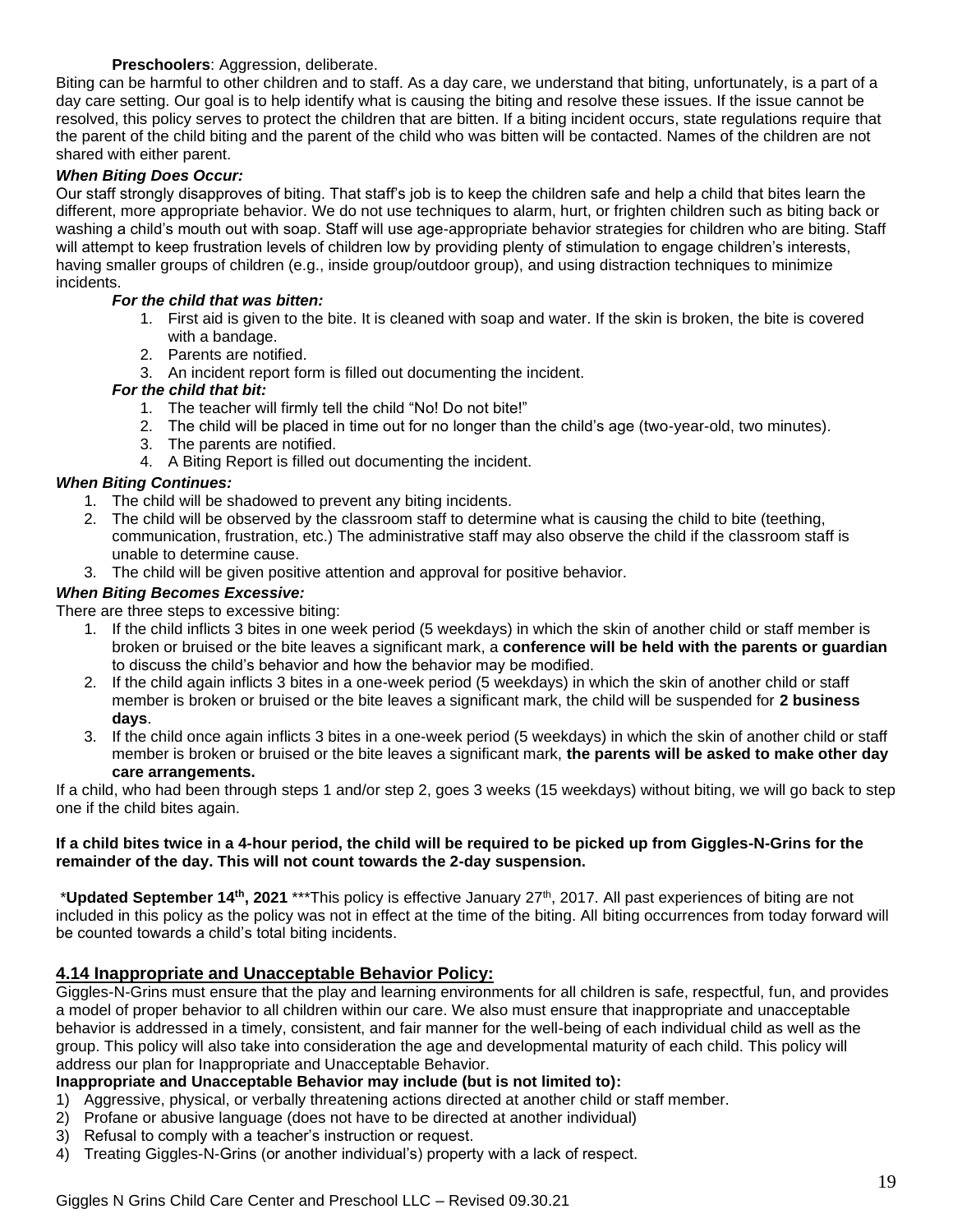**Preschoolers**: Aggression, deliberate.

Biting can be harmful to other children and to staff. As a day care, we understand that biting, unfortunately, is a part of a day care setting. Our goal is to help identify what is causing the biting and resolve these issues. If the issue cannot be resolved, this policy serves to protect the children that are bitten. If a biting incident occurs, state regulations require that the parent of the child biting and the parent of the child who was bitten will be contacted. Names of the children are not shared with either parent.

***When Biting Does Occur:***

Our staff strongly disapproves of biting. That staff's job is to keep the children safe and help a child that bites learn the different, more appropriate behavior. We do not use techniques to alarm, hurt, or frighten children such as biting back or washing a child's mouth out with soap. Staff will use age-appropriate behavior strategies for children who are biting. Staff will attempt to keep frustration levels of children low by providing plenty of stimulation to engage children's interests, having smaller groups of children (e.g., inside group/outdoor group), and using distraction techniques to minimize incidents.

***For the child that was bitten:***

1. First aid is given to the bite. It is cleaned with soap and water. If the skin is broken, the bite is covered with a bandage.
2. Parents are notified.
3. An incident report form is filled out documenting the incident.

***For the child that bit:***

1. The teacher will firmly tell the child "No! Do not bite!"
2. The child will be placed in time out for no longer than the child's age (two-year-old, two minutes).
3. The parents are notified.
4. A Biting Report is filled out documenting the incident.

***When Biting Continues:***

1. The child will be shadowed to prevent any biting incidents.
2. The child will be observed by the classroom staff to determine what is causing the child to bite (teething, communication, frustration, etc.) The administrative staff may also observe the child if the classroom staff is unable to determine cause.
3. The child will be given positive attention and approval for positive behavior.

***When Biting Becomes Excessive:***

There are three steps to excessive biting:

1. If the child inflicts 3 bites in one week period (5 weekdays) in which the skin of another child or staff member is broken or bruised or the bite leaves a significant mark, a **conference will be held with the parents or guardian** to discuss the child's behavior and how the behavior may be modified.
2. If the child again inflicts 3 bites in a one-week period (5 weekdays) in which the skin of another child or staff member is broken or bruised or the bite leaves a significant mark, the child will be suspended for **2 business days**.
3. If the child once again inflicts 3 bites in a one-week period (5 weekdays) in which the skin of another child or staff member is broken or bruised or the bite leaves a significant mark, **the parents will be asked to make other day care arrangements.**

If a child, who had been through steps 1 and/or step 2, goes 3 weeks (15 weekdays) without biting, we will go back to step one if the child bites again.

**If a child bites twice in a 4-hour period, the child will be required to be picked up from Giggles-N-Grins for the remainder of the day. This will not count towards the 2-day suspension.**

*__Updated September 14th, 2021__ ***This policy is effective January 27th, 2017. All past experiences of biting are not included in this policy as the policy was not in effect at the time of the biting. All biting occurrences from today forward will be counted towards a child's total biting incidents.

## 4.14 Inappropriate and Unacceptable Behavior Policy:

Giggles-N-Grins must ensure that the play and learning environments for all children is safe, respectful, fun, and provides a model of proper behavior to all children within our care. We also must ensure that inappropriate and unacceptable behavior is addressed in a timely, consistent, and fair manner for the well-being of each individual child as well as the group. This policy will also take into consideration the age and developmental maturity of each child. This policy will address our plan for Inappropriate and Unacceptable Behavior.

**Inappropriate and Unacceptable Behavior may include (but is not limited to):**

1) Aggressive, physical, or verbally threatening actions directed at another child or staff member.
2) Profane or abusive language (does not have to be directed at another individual)
3) Refusal to comply with a teacher's instruction or request.
4) Treating Giggles-N-Grins (or another individual's) property with a lack of respect.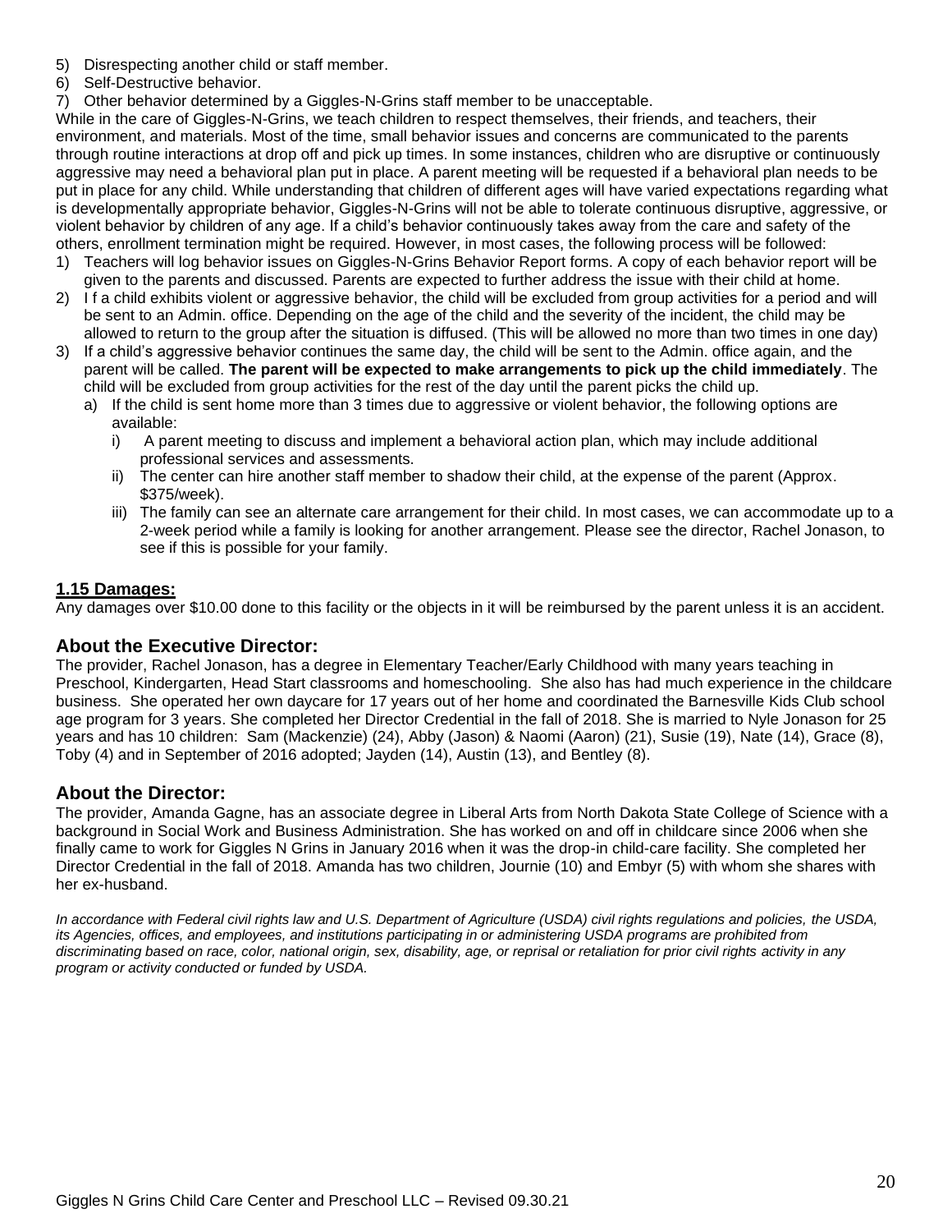5) Disrespecting another child or staff member.
6) Self-Destructive behavior.
7) Other behavior determined by a Giggles-N-Grins staff member to be unacceptable.

While in the care of Giggles-N-Grins, we teach children to respect themselves, their friends, and teachers, their environment, and materials. Most of the time, small behavior issues and concerns are communicated to the parents through routine interactions at drop off and pick up times. In some instances, children who are disruptive or continuously aggressive may need a behavioral plan put in place. A parent meeting will be requested if a behavioral plan needs to be put in place for any child. While understanding that children of different ages will have varied expectations regarding what is developmentally appropriate behavior, Giggles-N-Grins will not be able to tolerate continuous disruptive, aggressive, or violent behavior by children of any age. If a child's behavior continuously takes away from the care and safety of the others, enrollment termination might be required. However, in most cases, the following process will be followed:

1) Teachers will log behavior issues on Giggles-N-Grins Behavior Report forms. A copy of each behavior report will be given to the parents and discussed. Parents are expected to further address the issue with their child at home.
2) I f a child exhibits violent or aggressive behavior, the child will be excluded from group activities for a period and will be sent to an Admin. office. Depending on the age of the child and the severity of the incident, the child may be allowed to return to the group after the situation is diffused. (This will be allowed no more than two times in one day)
3) If a child's aggressive behavior continues the same day, the child will be sent to the Admin. office again, and the parent will be called. **The parent will be expected to make arrangements to pick up the child immediately**. The child will be excluded from group activities for the rest of the day until the parent picks the child up.
   a) If the child is sent home more than 3 times due to aggressive or violent behavior, the following options are available:
      i) A parent meeting to discuss and implement a behavioral action plan, which may include additional professional services and assessments.
      ii) The center can hire another staff member to shadow their child, at the expense of the parent (Approx. $375/week).
      iii) The family can see an alternate care arrangement for their child. In most cases, we can accommodate up to a 2-week period while a family is looking for another arrangement. Please see the director, Rachel Jonason, to see if this is possible for your family.

### 1.15 Damages:

Any damages over $10.00 done to this facility or the objects in it will be reimbursed by the parent unless it is an accident.

## About the Executive Director:

The provider, Rachel Jonason, has a degree in Elementary Teacher/Early Childhood with many years teaching in Preschool, Kindergarten, Head Start classrooms and homeschooling. She also has had much experience in the childcare business. She operated her own daycare for 17 years out of her home and coordinated the Barnesville Kids Club school age program for 3 years. She completed her Director Credential in the fall of 2018. She is married to Nyle Jonason for 25 years and has 10 children: Sam (Mackenzie) (24), Abby (Jason) & Naomi (Aaron) (21), Susie (19), Nate (14), Grace (8), Toby (4) and in September of 2016 adopted; Jayden (14), Austin (13), and Bentley (8).

## About the Director:

The provider, Amanda Gagne, has an associate degree in Liberal Arts from North Dakota State College of Science with a background in Social Work and Business Administration. She has worked on and off in childcare since 2006 when she finally came to work for Giggles N Grins in January 2016 when it was the drop-in child-care facility. She completed her Director Credential in the fall of 2018. Amanda has two children, Journie (10) and Embyr (5) with whom she shares with her ex-husband.

*In accordance with Federal civil rights law and U.S. Department of Agriculture (USDA) civil rights regulations and policies, the USDA, its Agencies, offices, and employees, and institutions participating in or administering USDA programs are prohibited from discriminating based on race, color, national origin, sex, disability, age, or reprisal or retaliation for prior civil rights activity in any program or activity conducted or funded by USDA.*